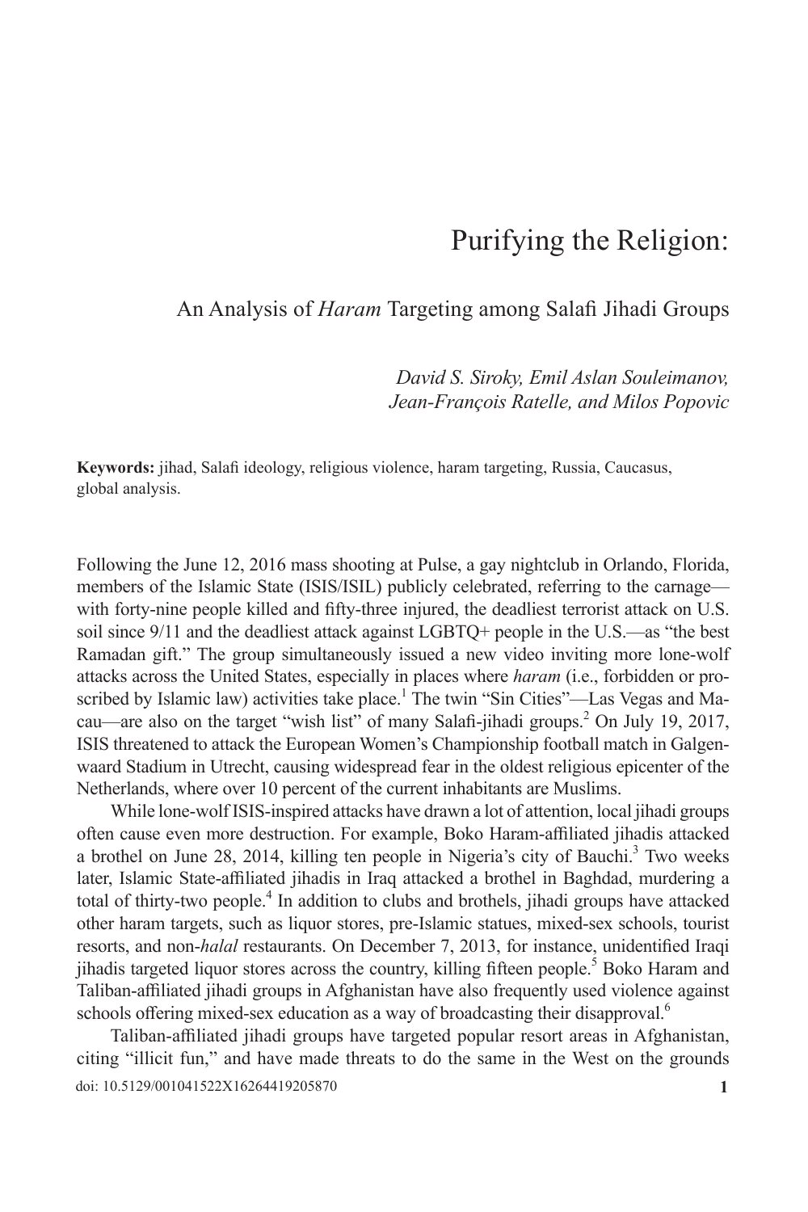# Purifying the Religion:

## An Analysis of *Haram* Targeting among Salafi Jihadi Groups

*David S. Siroky, Emil Aslan Souleimanov, Jean-François Ratelle, and Milos Popovic*

**Keywords:** jihad, Salafi ideology, religious violence, haram targeting, Russia, Caucasus, global analysis.

Following the June 12, 2016 mass shooting at Pulse, a gay nightclub in Orlando, Florida, members of the Islamic State (ISIS/ISIL) publicly celebrated, referring to the carnage—with forty-nine people killed and fifty-three injured, the deadliest terrorist attack on U.S. soil since 9/11 and the deadliest attack against LGBTQ+ people in the U.S.—as "the best Ramadan gift." The group simultaneously issued a new video inviting more lone-wolf attacks across the United States, especially in places where *haram* (i.e., forbidden or proscribed by Islamic law) activities take place.[1] The twin "Sin Cities"—Las Vegas and Macau—are also on the target "wish list" of many Salafi-jihadi groups.[2] On July 19, 2017, ISIS threatened to attack the European Women's Championship football match in Galgenwaard Stadium in Utrecht, causing widespread fear in the oldest religious epicenter of the Netherlands, where over 10 percent of the current inhabitants are Muslims.

While lone-wolf ISIS-inspired attacks have drawn a lot of attention, local jihadi groups often cause even more destruction. For example, Boko Haram-affiliated jihadis attacked a brothel on June 28, 2014, killing ten people in Nigeria's city of Bauchi.[3] Two weeks later, Islamic State-affiliated jihadis in Iraq attacked a brothel in Baghdad, murdering a total of thirty-two people.[4] In addition to clubs and brothels, jihadi groups have attacked other haram targets, such as liquor stores, pre-Islamic statues, mixed-sex schools, tourist resorts, and non-*halal* restaurants. On December 7, 2013, for instance, unidentified Iraqi jihadis targeted liquor stores across the country, killing fifteen people.[5] Boko Haram and Taliban-affiliated jihadi groups in Afghanistan have also frequently used violence against schools offering mixed-sex education as a way of broadcasting their disapproval.[6]

Taliban-affiliated jihadi groups have targeted popular resort areas in Afghanistan, citing "illicit fun," and have made threats to do the same in the West on the grounds

doi: 10.5129/001041522X16264419205870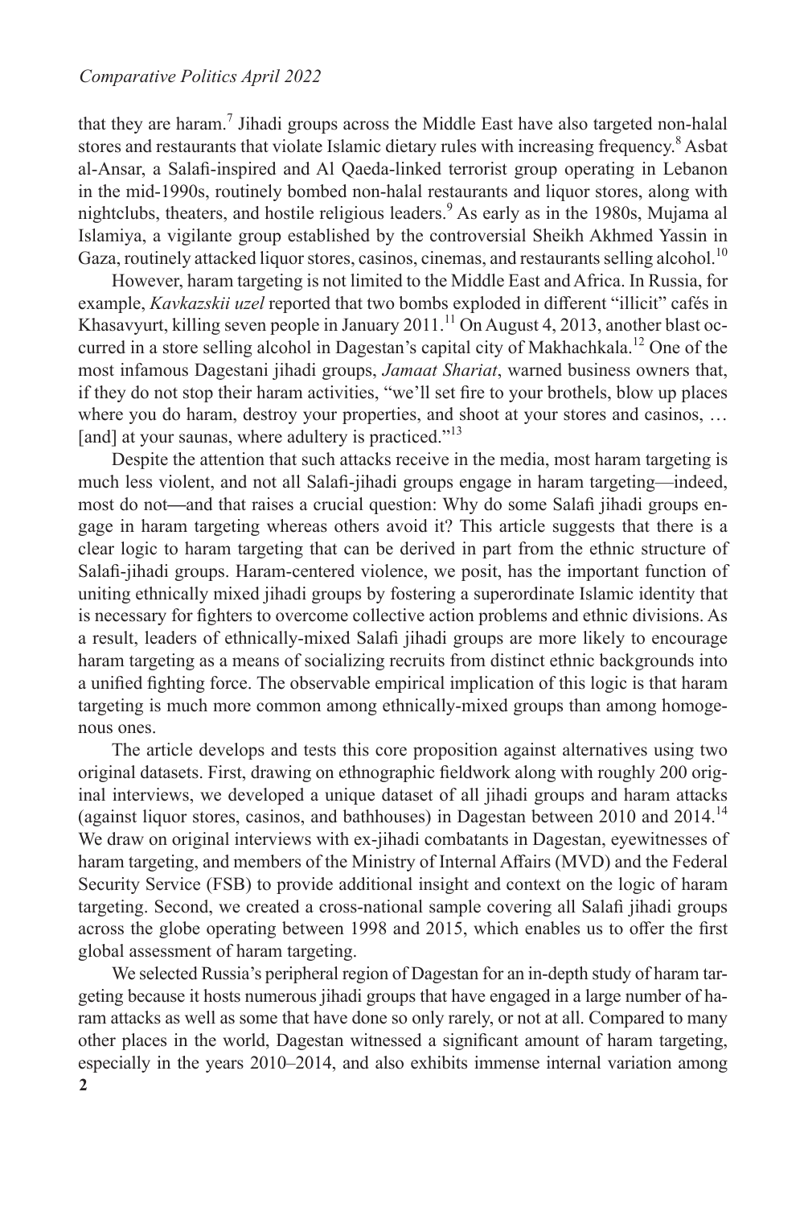that they are haram.[7] Jihadi groups across the Middle East have also targeted non-halal stores and restaurants that violate Islamic dietary rules with increasing frequency.[8] Asbat al-Ansar, a Salafi-inspired and Al Qaeda-linked terrorist group operating in Lebanon in the mid-1990s, routinely bombed non-halal restaurants and liquor stores, along with nightclubs, theaters, and hostile religious leaders.[9] As early as in the 1980s, Mujama al Islamiya, a vigilante group established by the controversial Sheikh Akhmed Yassin in Gaza, routinely attacked liquor stores, casinos, cinemas, and restaurants selling alcohol.[10]

However, haram targeting is not limited to the Middle East and Africa. In Russia, for example, *Kavkazskii uzel* reported that two bombs exploded in different "illicit" cafés in Khasavyurt, killing seven people in January 2011.[11] On August 4, 2013, another blast occurred in a store selling alcohol in Dagestan's capital city of Makhachkala.[12] One of the most infamous Dagestani jihadi groups, *Jamaat Shariat*, warned business owners that, if they do not stop their haram activities, "we'll set fire to your brothels, blow up places where you do haram, destroy your properties, and shoot at your stores and casinos, … [and] at your saunas, where adultery is practiced."[13]

Despite the attention that such attacks receive in the media, most haram targeting is much less violent, and not all Salafi-jihadi groups engage in haram targeting—indeed, most do not—and that raises a crucial question: Why do some Salafi jihadi groups engage in haram targeting whereas others avoid it? This article suggests that there is a clear logic to haram targeting that can be derived in part from the ethnic structure of Salafi-jihadi groups. Haram-centered violence, we posit, has the important function of uniting ethnically mixed jihadi groups by fostering a superordinate Islamic identity that is necessary for fighters to overcome collective action problems and ethnic divisions. As a result, leaders of ethnically-mixed Salafi jihadi groups are more likely to encourage haram targeting as a means of socializing recruits from distinct ethnic backgrounds into a unified fighting force. The observable empirical implication of this logic is that haram targeting is much more common among ethnically-mixed groups than among homogenous ones.

The article develops and tests this core proposition against alternatives using two original datasets. First, drawing on ethnographic fieldwork along with roughly 200 original interviews, we developed a unique dataset of all jihadi groups and haram attacks (against liquor stores, casinos, and bathhouses) in Dagestan between 2010 and 2014.[14] We draw on original interviews with ex-jihadi combatants in Dagestan, eyewitnesses of haram targeting, and members of the Ministry of Internal Affairs (MVD) and the Federal Security Service (FSB) to provide additional insight and context on the logic of haram targeting. Second, we created a cross-national sample covering all Salafi jihadi groups across the globe operating between 1998 and 2015, which enables us to offer the first global assessment of haram targeting.

We selected Russia's peripheral region of Dagestan for an in-depth study of haram targeting because it hosts numerous jihadi groups that have engaged in a large number of haram attacks as well as some that have done so only rarely, or not at all. Compared to many other places in the world, Dagestan witnessed a significant amount of haram targeting, especially in the years 2010–2014, and also exhibits immense internal variation among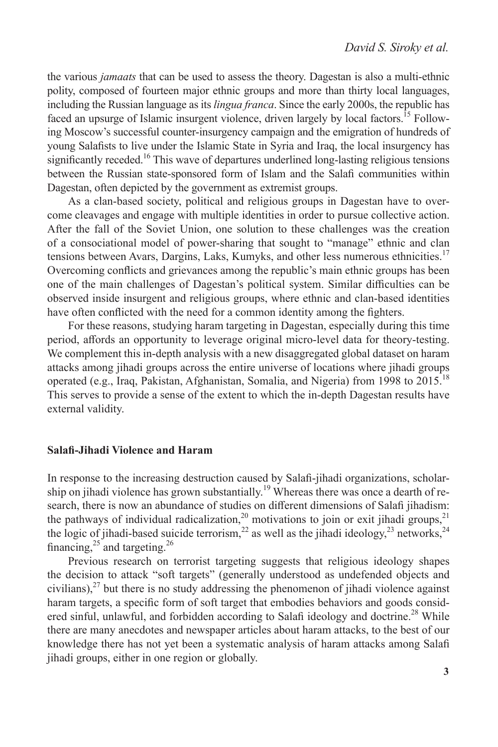the various *jamaats* that can be used to assess the theory. Dagestan is also a multi-ethnic polity, composed of fourteen major ethnic groups and more than thirty local languages, including the Russian language as its *lingua franca*. Since the early 2000s, the republic has faced an upsurge of Islamic insurgent violence, driven largely by local factors.[15] Following Moscow's successful counter-insurgency campaign and the emigration of hundreds of young Salafists to live under the Islamic State in Syria and Iraq, the local insurgency has significantly receded.[16] This wave of departures underlined long-lasting religious tensions between the Russian state-sponsored form of Islam and the Salafi communities within Dagestan, often depicted by the government as extremist groups.

As a clan-based society, political and religious groups in Dagestan have to overcome cleavages and engage with multiple identities in order to pursue collective action. After the fall of the Soviet Union, one solution to these challenges was the creation of a consociational model of power-sharing that sought to "manage" ethnic and clan tensions between Avars, Dargins, Laks, Kumyks, and other less numerous ethnicities.[17] Overcoming conflicts and grievances among the republic's main ethnic groups has been one of the main challenges of Dagestan's political system. Similar difficulties can be observed inside insurgent and religious groups, where ethnic and clan-based identities have often conflicted with the need for a common identity among the fighters.

For these reasons, studying haram targeting in Dagestan, especially during this time period, affords an opportunity to leverage original micro-level data for theory-testing. We complement this in-depth analysis with a new disaggregated global dataset on haram attacks among jihadi groups across the entire universe of locations where jihadi groups operated (e.g., Iraq, Pakistan, Afghanistan, Somalia, and Nigeria) from 1998 to 2015.[18] This serves to provide a sense of the extent to which the in-depth Dagestan results have external validity.

## Salafi-Jihadi Violence and Haram

In response to the increasing destruction caused by Salafi-jihadi organizations, scholarship on jihadi violence has grown substantially.[19] Whereas there was once a dearth of research, there is now an abundance of studies on different dimensions of Salafi jihadism: the pathways of individual radicalization,[20] motivations to join or exit jihadi groups,[21] the logic of jihadi-based suicide terrorism,[22] as well as the jihadi ideology,[23] networks,[24] financing,[25] and targeting.[26]

Previous research on terrorist targeting suggests that religious ideology shapes the decision to attack "soft targets" (generally understood as undefended objects and civilians),[27] but there is no study addressing the phenomenon of jihadi violence against haram targets, a specific form of soft target that embodies behaviors and goods considered sinful, unlawful, and forbidden according to Salafi ideology and doctrine.[28] While there are many anecdotes and newspaper articles about haram attacks, to the best of our knowledge there has not yet been a systematic analysis of haram attacks among Salafi jihadi groups, either in one region or globally.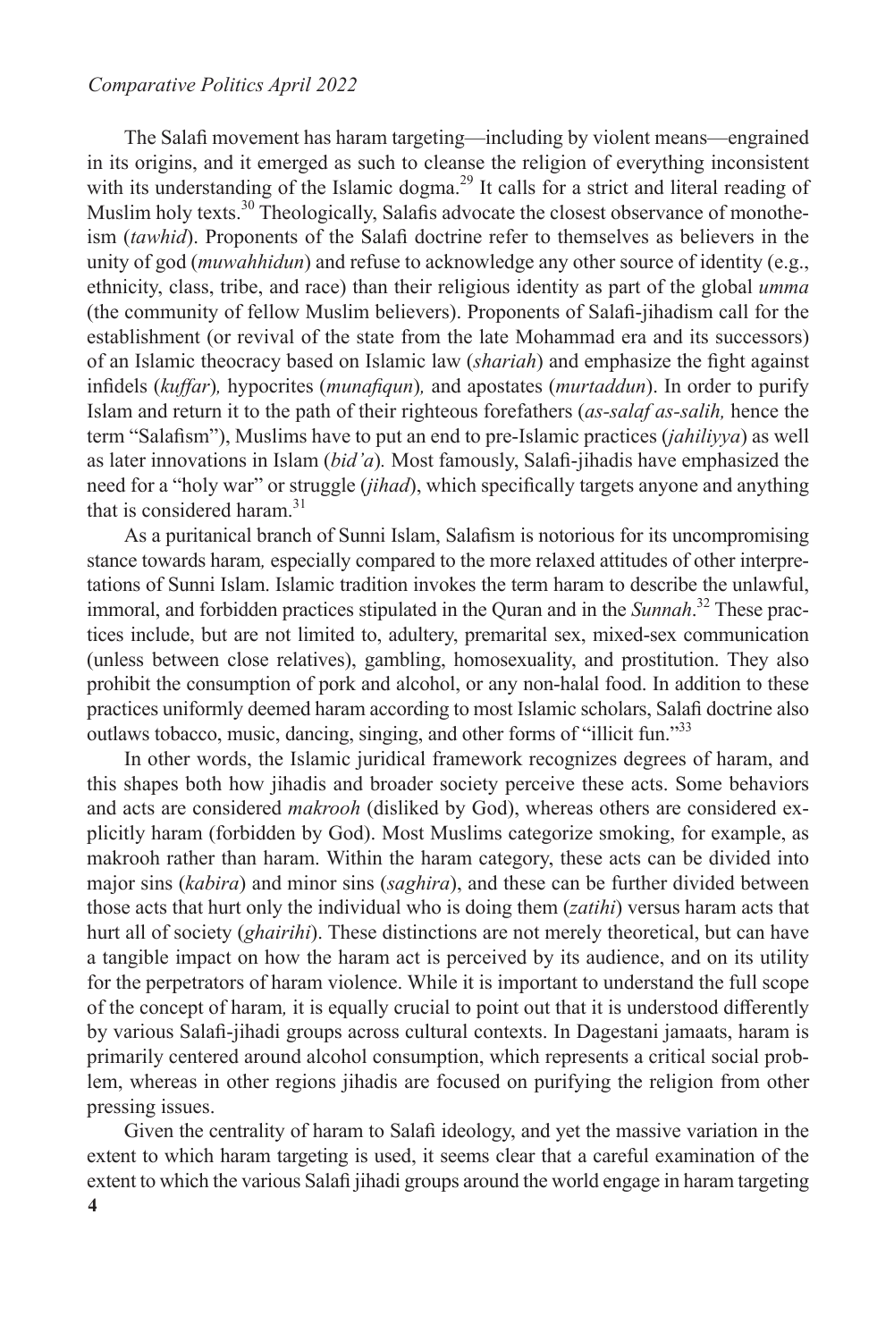The Salafi movement has haram targeting—including by violent means—engrained in its origins, and it emerged as such to cleanse the religion of everything inconsistent with its understanding of the Islamic dogma.[29] It calls for a strict and literal reading of Muslim holy texts.[30] Theologically, Salafis advocate the closest observance of monotheism (*tawhid*). Proponents of the Salafi doctrine refer to themselves as believers in the unity of god (*muwahhidun*) and refuse to acknowledge any other source of identity (e.g., ethnicity, class, tribe, and race) than their religious identity as part of the global *umma* (the community of fellow Muslim believers). Proponents of Salafi-jihadism call for the establishment (or revival of the state from the late Mohammad era and its successors) of an Islamic theocracy based on Islamic law (*shariah*) and emphasize the fight against infidels (*kuffar*)*,* hypocrites (*munafiqun*)*,* and apostates (*murtaddun*). In order to purify Islam and return it to the path of their righteous forefathers (*as-salaf as-salih,* hence the term "Salafism"), Muslims have to put an end to pre-Islamic practices (*jahiliyya*) as well as later innovations in Islam (*bid'a*)*.* Most famously, Salafi-jihadis have emphasized the need for a "holy war" or struggle (*jihad*), which specifically targets anyone and anything that is considered haram.[31]

As a puritanical branch of Sunni Islam, Salafism is notorious for its uncompromising stance towards haram*,* especially compared to the more relaxed attitudes of other interpretations of Sunni Islam. Islamic tradition invokes the term haram to describe the unlawful, immoral, and forbidden practices stipulated in the Quran and in the *Sunnah*.[32] These practices include, but are not limited to, adultery, premarital sex, mixed-sex communication (unless between close relatives), gambling, homosexuality, and prostitution. They also prohibit the consumption of pork and alcohol, or any non-halal food. In addition to these practices uniformly deemed haram according to most Islamic scholars, Salafi doctrine also outlaws tobacco, music, dancing, singing, and other forms of "illicit fun."[33]

In other words, the Islamic juridical framework recognizes degrees of haram, and this shapes both how jihadis and broader society perceive these acts. Some behaviors and acts are considered *makrooh* (disliked by God), whereas others are considered explicitly haram (forbidden by God). Most Muslims categorize smoking, for example, as makrooh rather than haram. Within the haram category, these acts can be divided into major sins (*kabira*) and minor sins (*saghira*), and these can be further divided between those acts that hurt only the individual who is doing them (*zatihi*) versus haram acts that hurt all of society (*ghairihi*). These distinctions are not merely theoretical, but can have a tangible impact on how the haram act is perceived by its audience, and on its utility for the perpetrators of haram violence. While it is important to understand the full scope of the concept of haram*,* it is equally crucial to point out that it is understood differently by various Salafi-jihadi groups across cultural contexts. In Dagestani jamaats, haram is primarily centered around alcohol consumption, which represents a critical social problem, whereas in other regions jihadis are focused on purifying the religion from other pressing issues.

Given the centrality of haram to Salafi ideology, and yet the massive variation in the extent to which haram targeting is used, it seems clear that a careful examination of the extent to which the various Salafi jihadi groups around the world engage in haram targeting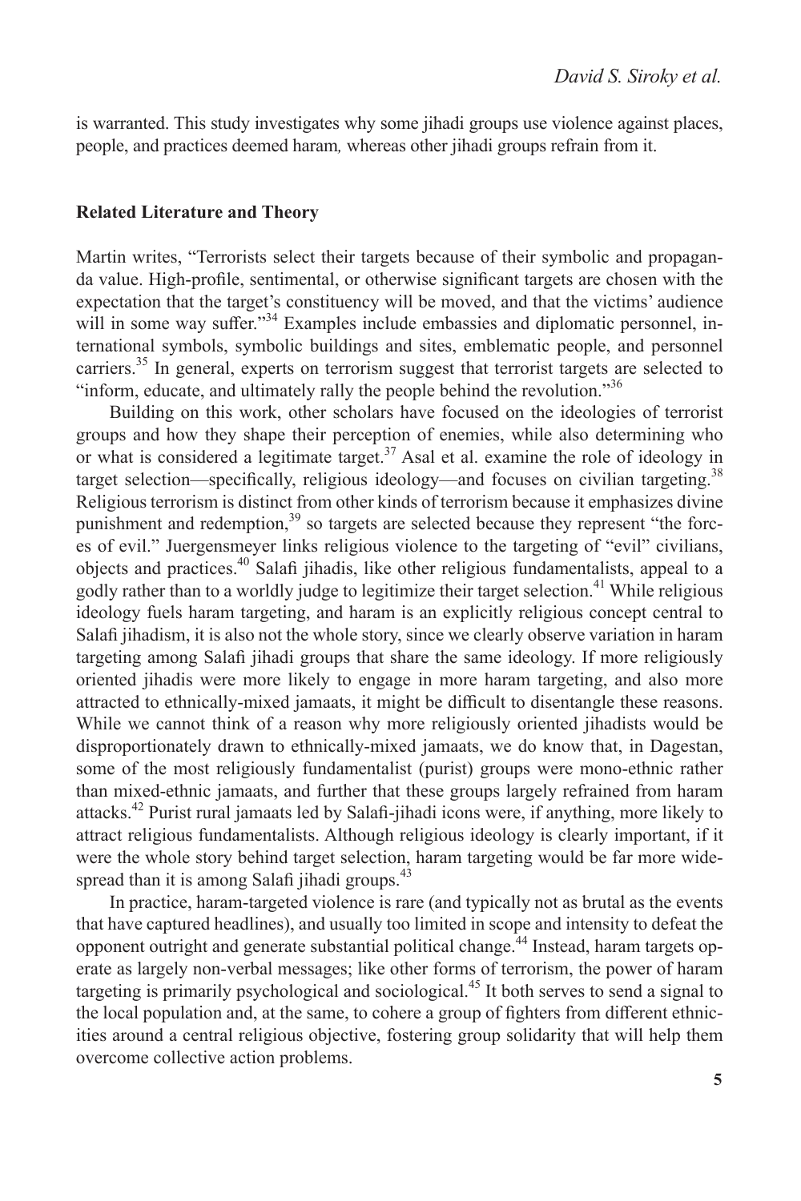is warranted. This study investigates why some jihadi groups use violence against places, people, and practices deemed haram*,* whereas other jihadi groups refrain from it.

## Related Literature and Theory

Martin writes, "Terrorists select their targets because of their symbolic and propaganda value. High-profile, sentimental, or otherwise significant targets are chosen with the expectation that the target's constituency will be moved, and that the victims' audience will in some way suffer."[34] Examples include embassies and diplomatic personnel, international symbols, symbolic buildings and sites, emblematic people, and personnel carriers.[35] In general, experts on terrorism suggest that terrorist targets are selected to "inform, educate, and ultimately rally the people behind the revolution."[36]

Building on this work, other scholars have focused on the ideologies of terrorist groups and how they shape their perception of enemies, while also determining who or what is considered a legitimate target.[37] Asal et al. examine the role of ideology in target selection—specifically, religious ideology—and focuses on civilian targeting.[38] Religious terrorism is distinct from other kinds of terrorism because it emphasizes divine punishment and redemption,[39] so targets are selected because they represent "the forces of evil." Juergensmeyer links religious violence to the targeting of "evil" civilians, objects and practices.[40] Salafi jihadis, like other religious fundamentalists, appeal to a godly rather than to a worldly judge to legitimize their target selection.[41] While religious ideology fuels haram targeting, and haram is an explicitly religious concept central to Salafi jihadism, it is also not the whole story, since we clearly observe variation in haram targeting among Salafi jihadi groups that share the same ideology. If more religiously oriented jihadis were more likely to engage in more haram targeting, and also more attracted to ethnically-mixed jamaats, it might be difficult to disentangle these reasons. While we cannot think of a reason why more religiously oriented jihadists would be disproportionately drawn to ethnically-mixed jamaats, we do know that, in Dagestan, some of the most religiously fundamentalist (purist) groups were mono-ethnic rather than mixed-ethnic jamaats, and further that these groups largely refrained from haram attacks.[42] Purist rural jamaats led by Salafi-jihadi icons were, if anything, more likely to attract religious fundamentalists. Although religious ideology is clearly important, if it were the whole story behind target selection, haram targeting would be far more widespread than it is among Salafi jihadi groups.[43]

In practice, haram-targeted violence is rare (and typically not as brutal as the events that have captured headlines), and usually too limited in scope and intensity to defeat the opponent outright and generate substantial political change.[44] Instead, haram targets operate as largely non-verbal messages; like other forms of terrorism, the power of haram targeting is primarily psychological and sociological.[45] It both serves to send a signal to the local population and, at the same, to cohere a group of fighters from different ethnicities around a central religious objective, fostering group solidarity that will help them overcome collective action problems.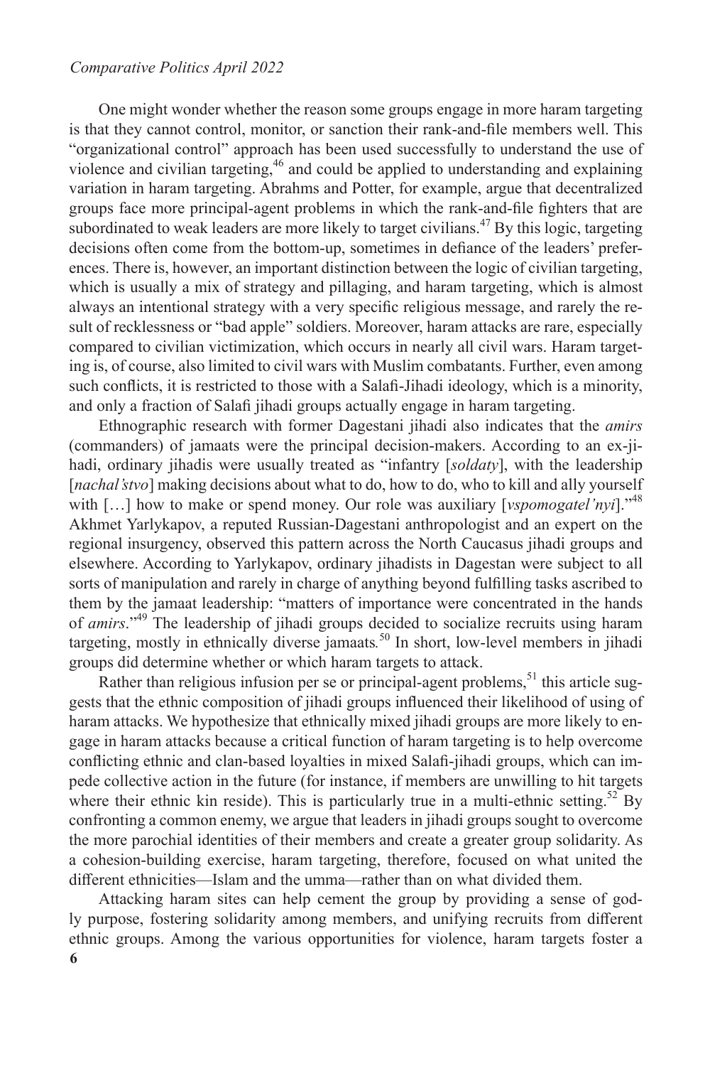One might wonder whether the reason some groups engage in more haram targeting is that they cannot control, monitor, or sanction their rank-and-file members well. This "organizational control" approach has been used successfully to understand the use of violence and civilian targeting,[46] and could be applied to understanding and explaining variation in haram targeting. Abrahms and Potter, for example, argue that decentralized groups face more principal-agent problems in which the rank-and-file fighters that are subordinated to weak leaders are more likely to target civilians.[47] By this logic, targeting decisions often come from the bottom-up, sometimes in defiance of the leaders' preferences. There is, however, an important distinction between the logic of civilian targeting, which is usually a mix of strategy and pillaging, and haram targeting, which is almost always an intentional strategy with a very specific religious message, and rarely the result of recklessness or "bad apple" soldiers. Moreover, haram attacks are rare, especially compared to civilian victimization, which occurs in nearly all civil wars. Haram targeting is, of course, also limited to civil wars with Muslim combatants. Further, even among such conflicts, it is restricted to those with a Salafi-Jihadi ideology, which is a minority, and only a fraction of Salafi jihadi groups actually engage in haram targeting.

Ethnographic research with former Dagestani jihadi also indicates that the *amirs* (commanders) of jamaats were the principal decision-makers. According to an ex-jihadi, ordinary jihadis were usually treated as "infantry [*soldaty*], with the leadership [*nachal'stvo*] making decisions about what to do, how to do, who to kill and ally yourself with […] how to make or spend money. Our role was auxiliary [*vspomogatel'nyi*]."[48] Akhmet Yarlykapov, a reputed Russian-Dagestani anthropologist and an expert on the regional insurgency, observed this pattern across the North Caucasus jihadi groups and elsewhere. According to Yarlykapov, ordinary jihadists in Dagestan were subject to all sorts of manipulation and rarely in charge of anything beyond fulfilling tasks ascribed to them by the jamaat leadership: "matters of importance were concentrated in the hands of *amirs*."[49] The leadership of jihadi groups decided to socialize recruits using haram targeting, mostly in ethnically diverse jamaats.[50] In short, low-level members in jihadi groups did determine whether or which haram targets to attack.

Rather than religious infusion per se or principal-agent problems,[51] this article suggests that the ethnic composition of jihadi groups influenced their likelihood of using of haram attacks. We hypothesize that ethnically mixed jihadi groups are more likely to engage in haram attacks because a critical function of haram targeting is to help overcome conflicting ethnic and clan-based loyalties in mixed Salafi-jihadi groups, which can impede collective action in the future (for instance, if members are unwilling to hit targets where their ethnic kin reside). This is particularly true in a multi-ethnic setting.[52] By confronting a common enemy, we argue that leaders in jihadi groups sought to overcome the more parochial identities of their members and create a greater group solidarity. As a cohesion-building exercise, haram targeting, therefore, focused on what united the different ethnicities—Islam and the umma—rather than on what divided them.

Attacking haram sites can help cement the group by providing a sense of godly purpose, fostering solidarity among members, and unifying recruits from different ethnic groups. Among the various opportunities for violence, haram targets foster a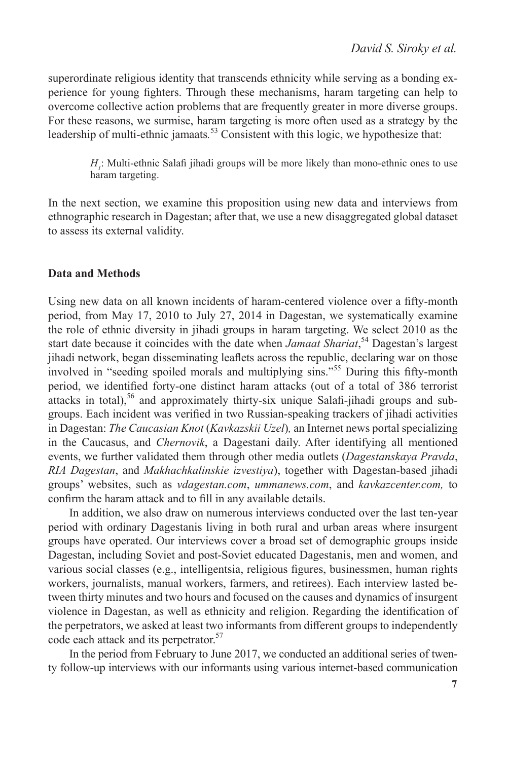superordinate religious identity that transcends ethnicity while serving as a bonding experience for young fighters. Through these mechanisms, haram targeting can help to overcome collective action problems that are frequently greater in more diverse groups. For these reasons, we surmise, haram targeting is more often used as a strategy by the leadership of multi-ethnic jamaats.[53] Consistent with this logic, we hypothesize that:

> $H_1$: Multi-ethnic Salafi jihadi groups will be more likely than mono-ethnic ones to use haram targeting.

In the next section, we examine this proposition using new data and interviews from ethnographic research in Dagestan; after that, we use a new disaggregated global dataset to assess its external validity.

## Data and Methods

Using new data on all known incidents of haram-centered violence over a fifty-month period, from May 17, 2010 to July 27, 2014 in Dagestan, we systematically examine the role of ethnic diversity in jihadi groups in haram targeting. We select 2010 as the start date because it coincides with the date when *Jamaat Shariat*,[54] Dagestan's largest jihadi network, began disseminating leaflets across the republic, declaring war on those involved in "seeding spoiled morals and multiplying sins."[55] During this fifty-month period, we identified forty-one distinct haram attacks (out of a total of 386 terrorist attacks in total),[56] and approximately thirty-six unique Salafi-jihadi groups and subgroups. Each incident was verified in two Russian-speaking trackers of jihadi activities in Dagestan: *The Caucasian Knot* (*Kavkazskii Uzel*)*,* an Internet news portal specializing in the Caucasus, and *Chernovik*, a Dagestani daily. After identifying all mentioned events, we further validated them through other media outlets (*Dagestanskaya Pravda*, *RIA Dagestan*, and *Makhachkalinskie izvestiya*), together with Dagestan-based jihadi groups' websites, such as *vdagestan.com*, *ummanews.com*, and *kavkazcenter.com,* to confirm the haram attack and to fill in any available details.

In addition, we also draw on numerous interviews conducted over the last ten-year period with ordinary Dagestanis living in both rural and urban areas where insurgent groups have operated. Our interviews cover a broad set of demographic groups inside Dagestan, including Soviet and post-Soviet educated Dagestanis, men and women, and various social classes (e.g., intelligentsia, religious figures, businessmen, human rights workers, journalists, manual workers, farmers, and retirees). Each interview lasted between thirty minutes and two hours and focused on the causes and dynamics of insurgent violence in Dagestan, as well as ethnicity and religion. Regarding the identification of the perpetrators, we asked at least two informants from different groups to independently code each attack and its perpetrator.[57]

In the period from February to June 2017, we conducted an additional series of twenty follow-up interviews with our informants using various internet-based communication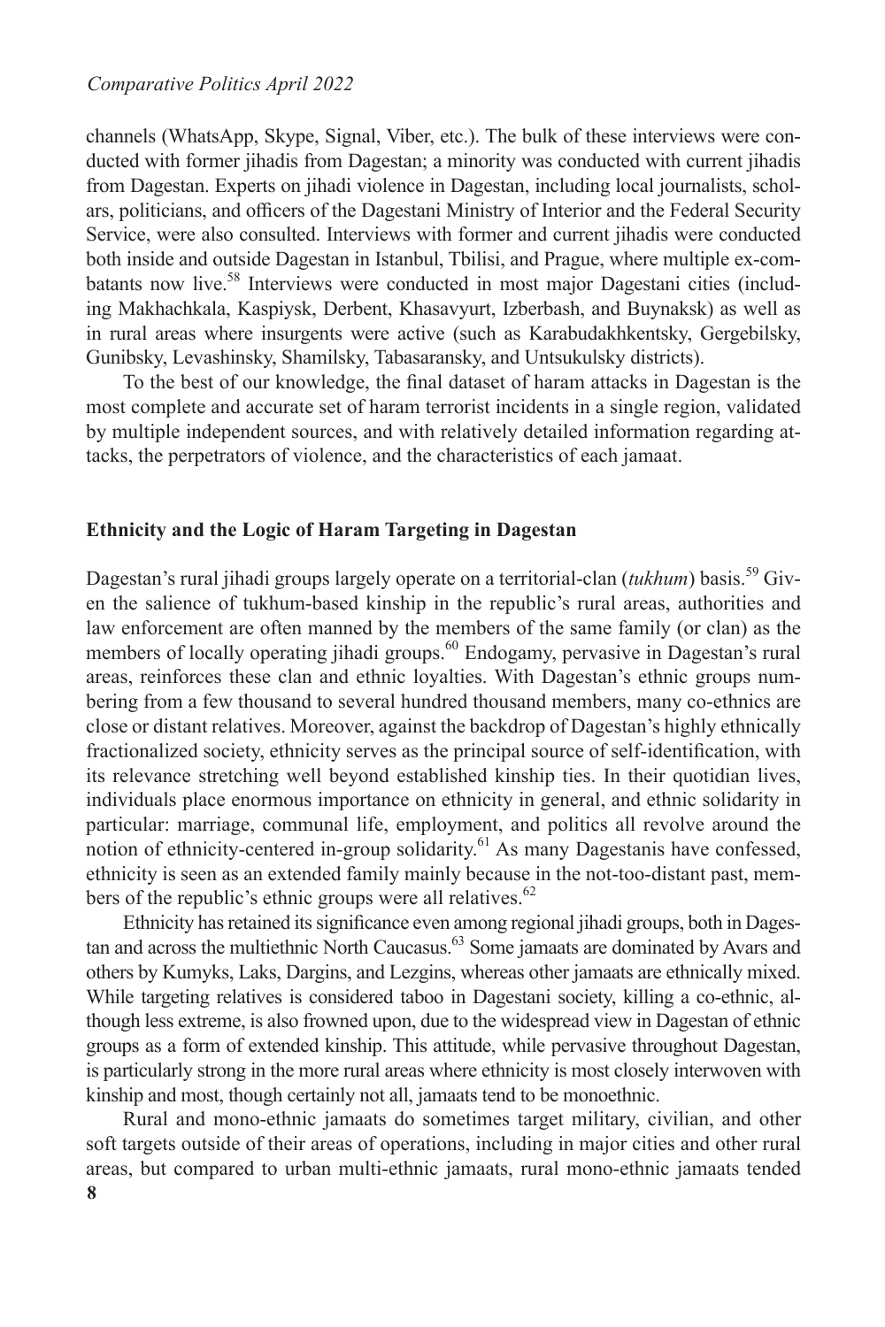channels (WhatsApp, Skype, Signal, Viber, etc.). The bulk of these interviews were conducted with former jihadis from Dagestan; a minority was conducted with current jihadis from Dagestan. Experts on jihadi violence in Dagestan, including local journalists, scholars, politicians, and officers of the Dagestani Ministry of Interior and the Federal Security Service, were also consulted. Interviews with former and current jihadis were conducted both inside and outside Dagestan in Istanbul, Tbilisi, and Prague, where multiple ex-combatants now live.[58] Interviews were conducted in most major Dagestani cities (including Makhachkala, Kaspiysk, Derbent, Khasavyurt, Izberbash, and Buynaksk) as well as in rural areas where insurgents were active (such as Karabudakhkentsky, Gergebilsky, Gunibsky, Levashinsky, Shamilsky, Tabasaransky, and Untsukulsky districts).

To the best of our knowledge, the final dataset of haram attacks in Dagestan is the most complete and accurate set of haram terrorist incidents in a single region, validated by multiple independent sources, and with relatively detailed information regarding attacks, the perpetrators of violence, and the characteristics of each jamaat.

## Ethnicity and the Logic of Haram Targeting in Dagestan

Dagestan's rural jihadi groups largely operate on a territorial-clan (*tukhum*) basis.[59] Given the salience of tukhum-based kinship in the republic's rural areas, authorities and law enforcement are often manned by the members of the same family (or clan) as the members of locally operating jihadi groups.[60] Endogamy, pervasive in Dagestan's rural areas, reinforces these clan and ethnic loyalties. With Dagestan's ethnic groups numbering from a few thousand to several hundred thousand members, many co-ethnics are close or distant relatives. Moreover, against the backdrop of Dagestan's highly ethnically fractionalized society, ethnicity serves as the principal source of self-identification, with its relevance stretching well beyond established kinship ties. In their quotidian lives, individuals place enormous importance on ethnicity in general, and ethnic solidarity in particular: marriage, communal life, employment, and politics all revolve around the notion of ethnicity-centered in-group solidarity.[61] As many Dagestanis have confessed, ethnicity is seen as an extended family mainly because in the not-too-distant past, members of the republic's ethnic groups were all relatives.[62]

Ethnicity has retained its significance even among regional jihadi groups, both in Dagestan and across the multiethnic North Caucasus.[63] Some jamaats are dominated by Avars and others by Kumyks, Laks, Dargins, and Lezgins, whereas other jamaats are ethnically mixed. While targeting relatives is considered taboo in Dagestani society, killing a co-ethnic, although less extreme, is also frowned upon, due to the widespread view in Dagestan of ethnic groups as a form of extended kinship. This attitude, while pervasive throughout Dagestan, is particularly strong in the more rural areas where ethnicity is most closely interwoven with kinship and most, though certainly not all, jamaats tend to be monoethnic.

Rural and mono-ethnic jamaats do sometimes target military, civilian, and other soft targets outside of their areas of operations, including in major cities and other rural areas, but compared to urban multi-ethnic jamaats, rural mono-ethnic jamaats tended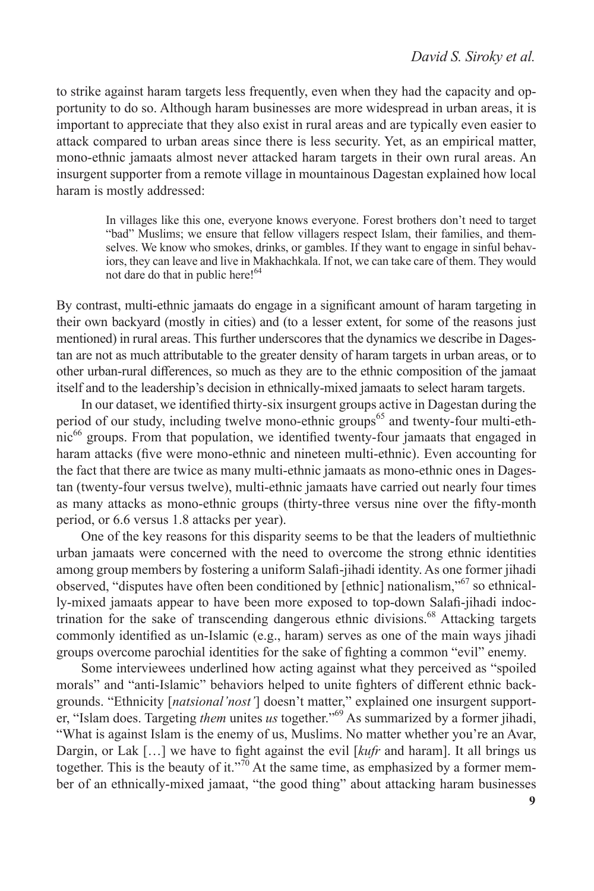to strike against haram targets less frequently, even when they had the capacity and opportunity to do so. Although haram businesses are more widespread in urban areas, it is important to appreciate that they also exist in rural areas and are typically even easier to attack compared to urban areas since there is less security. Yet, as an empirical matter, mono-ethnic jamaats almost never attacked haram targets in their own rural areas. An insurgent supporter from a remote village in mountainous Dagestan explained how local haram is mostly addressed:

> In villages like this one, everyone knows everyone. Forest brothers don't need to target "bad" Muslims; we ensure that fellow villagers respect Islam, their families, and themselves. We know who smokes, drinks, or gambles. If they want to engage in sinful behaviors, they can leave and live in Makhachkala. If not, we can take care of them. They would not dare do that in public here![64]

By contrast, multi-ethnic jamaats do engage in a significant amount of haram targeting in their own backyard (mostly in cities) and (to a lesser extent, for some of the reasons just mentioned) in rural areas. This further underscores that the dynamics we describe in Dagestan are not as much attributable to the greater density of haram targets in urban areas, or to other urban-rural differences, so much as they are to the ethnic composition of the jamaat itself and to the leadership's decision in ethnically-mixed jamaats to select haram targets.

In our dataset, we identified thirty-six insurgent groups active in Dagestan during the period of our study, including twelve mono-ethnic groups[65] and twenty-four multi-ethnic[66] groups. From that population, we identified twenty-four jamaats that engaged in haram attacks (five were mono-ethnic and nineteen multi-ethnic). Even accounting for the fact that there are twice as many multi-ethnic jamaats as mono-ethnic ones in Dagestan (twenty-four versus twelve), multi-ethnic jamaats have carried out nearly four times as many attacks as mono-ethnic groups (thirty-three versus nine over the fifty-month period, or 6.6 versus 1.8 attacks per year).

One of the key reasons for this disparity seems to be that the leaders of multiethnic urban jamaats were concerned with the need to overcome the strong ethnic identities among group members by fostering a uniform Salafi-jihadi identity. As one former jihadi observed, "disputes have often been conditioned by [ethnic] nationalism,"[67] so ethnically-mixed jamaats appear to have been more exposed to top-down Salafi-jihadi indoctrination for the sake of transcending dangerous ethnic divisions.[68] Attacking targets commonly identified as un-Islamic (e.g., haram) serves as one of the main ways jihadi groups overcome parochial identities for the sake of fighting a common "evil" enemy.

Some interviewees underlined how acting against what they perceived as "spoiled morals" and "anti-Islamic" behaviors helped to unite fighters of different ethnic backgrounds. "Ethnicity [*natsional'nost'*] doesn't matter," explained one insurgent supporter, "Islam does. Targeting *them* unites *us* together."[69] As summarized by a former jihadi, "What is against Islam is the enemy of us, Muslims. No matter whether you're an Avar, Dargin, or Lak […] we have to fight against the evil [*kufr* and haram]. It all brings us together. This is the beauty of it."[70] At the same time, as emphasized by a former member of an ethnically-mixed jamaat, "the good thing" about attacking haram businesses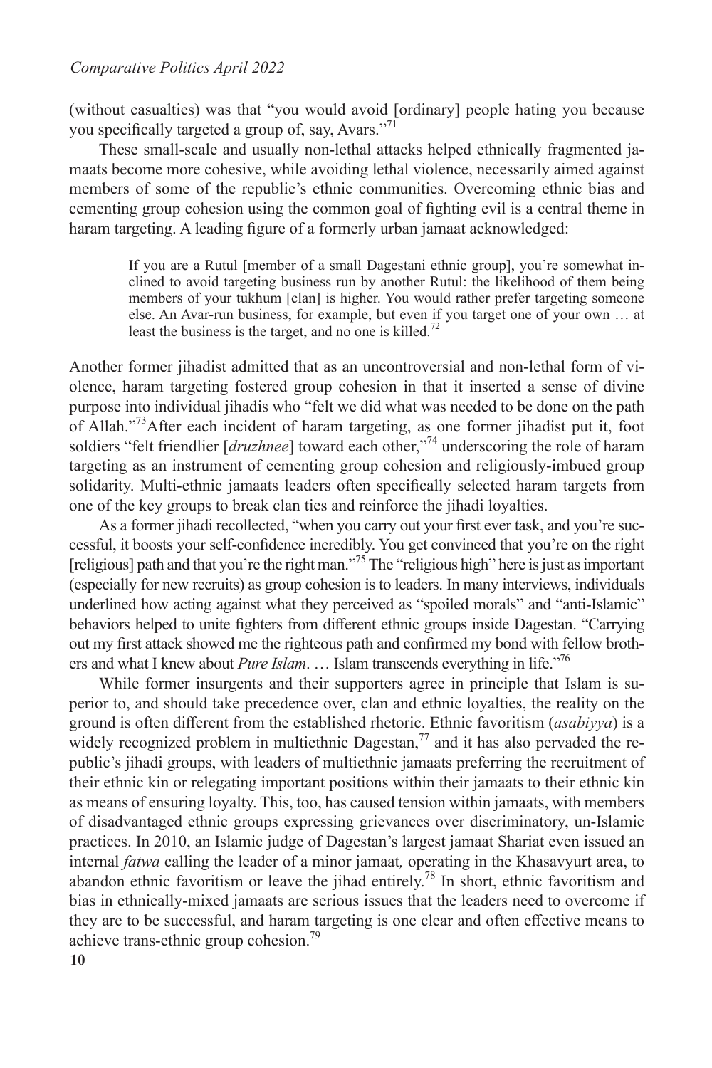(without casualties) was that "you would avoid [ordinary] people hating you because you specifically targeted a group of, say, Avars."[71]

These small-scale and usually non-lethal attacks helped ethnically fragmented jamaats become more cohesive, while avoiding lethal violence, necessarily aimed against members of some of the republic's ethnic communities. Overcoming ethnic bias and cementing group cohesion using the common goal of fighting evil is a central theme in haram targeting. A leading figure of a formerly urban jamaat acknowledged:

> If you are a Rutul [member of a small Dagestani ethnic group], you're somewhat inclined to avoid targeting business run by another Rutul: the likelihood of them being members of your tukhum [clan] is higher. You would rather prefer targeting someone else. An Avar-run business, for example, but even if you target one of your own … at least the business is the target, and no one is killed.[72]

Another former jihadist admitted that as an uncontroversial and non-lethal form of violence, haram targeting fostered group cohesion in that it inserted a sense of divine purpose into individual jihadis who "felt we did what was needed to be done on the path of Allah."[73]After each incident of haram targeting, as one former jihadist put it, foot soldiers "felt friendlier [*druzhnee*] toward each other,"[74] underscoring the role of haram targeting as an instrument of cementing group cohesion and religiously-imbued group solidarity. Multi-ethnic jamaats leaders often specifically selected haram targets from one of the key groups to break clan ties and reinforce the jihadi loyalties.

As a former jihadi recollected, "when you carry out your first ever task, and you're successful, it boosts your self-confidence incredibly. You get convinced that you're on the right [religious] path and that you're the right man."[75] The "religious high" here is just as important (especially for new recruits) as group cohesion is to leaders. In many interviews, individuals underlined how acting against what they perceived as "spoiled morals" and "anti-Islamic" behaviors helped to unite fighters from different ethnic groups inside Dagestan. "Carrying out my first attack showed me the righteous path and confirmed my bond with fellow brothers and what I knew about *Pure Islam*. … Islam transcends everything in life."[76]

While former insurgents and their supporters agree in principle that Islam is superior to, and should take precedence over, clan and ethnic loyalties, the reality on the ground is often different from the established rhetoric. Ethnic favoritism (*asabiyya*) is a widely recognized problem in multiethnic Dagestan,[77] and it has also pervaded the republic's jihadi groups, with leaders of multiethnic jamaats preferring the recruitment of their ethnic kin or relegating important positions within their jamaats to their ethnic kin as means of ensuring loyalty. This, too, has caused tension within jamaats, with members of disadvantaged ethnic groups expressing grievances over discriminatory, un-Islamic practices. In 2010, an Islamic judge of Dagestan's largest jamaat Shariat even issued an internal *fatwa* calling the leader of a minor jamaat*,* operating in the Khasavyurt area, to abandon ethnic favoritism or leave the jihad entirely.[78] In short, ethnic favoritism and bias in ethnically-mixed jamaats are serious issues that the leaders need to overcome if they are to be successful, and haram targeting is one clear and often effective means to achieve trans-ethnic group cohesion.[79]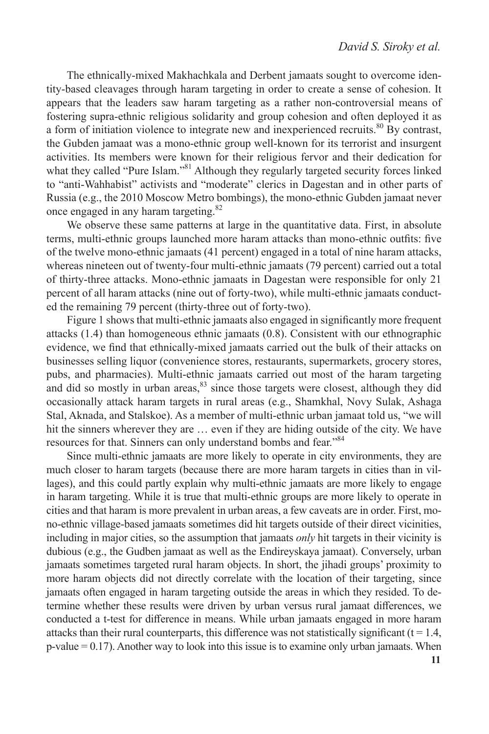The ethnically-mixed Makhachkala and Derbent jamaats sought to overcome identity-based cleavages through haram targeting in order to create a sense of cohesion. It appears that the leaders saw haram targeting as a rather non-controversial means of fostering supra-ethnic religious solidarity and group cohesion and often deployed it as a form of initiation violence to integrate new and inexperienced recruits.[80] By contrast, the Gubden jamaat was a mono-ethnic group well-known for its terrorist and insurgent activities. Its members were known for their religious fervor and their dedication for what they called "Pure Islam."[81] Although they regularly targeted security forces linked to "anti-Wahhabist" activists and "moderate" clerics in Dagestan and in other parts of Russia (e.g., the 2010 Moscow Metro bombings), the mono-ethnic Gubden jamaat never once engaged in any haram targeting.[82]

We observe these same patterns at large in the quantitative data. First, in absolute terms, multi-ethnic groups launched more haram attacks than mono-ethnic outfits: five of the twelve mono-ethnic jamaats (41 percent) engaged in a total of nine haram attacks, whereas nineteen out of twenty-four multi-ethnic jamaats (79 percent) carried out a total of thirty-three attacks. Mono-ethnic jamaats in Dagestan were responsible for only 21 percent of all haram attacks (nine out of forty-two), while multi-ethnic jamaats conducted the remaining 79 percent (thirty-three out of forty-two).

Figure 1 shows that multi-ethnic jamaats also engaged in significantly more frequent attacks (1.4) than homogeneous ethnic jamaats (0.8). Consistent with our ethnographic evidence, we find that ethnically-mixed jamaats carried out the bulk of their attacks on businesses selling liquor (convenience stores, restaurants, supermarkets, grocery stores, pubs, and pharmacies). Multi-ethnic jamaats carried out most of the haram targeting and did so mostly in urban areas,[83] since those targets were closest, although they did occasionally attack haram targets in rural areas (e.g., Shamkhal, Novy Sulak, Ashaga Stal, Aknada, and Stalskoe). As a member of multi-ethnic urban jamaat told us, "we will hit the sinners wherever they are … even if they are hiding outside of the city. We have resources for that. Sinners can only understand bombs and fear."[84]

Since multi-ethnic jamaats are more likely to operate in city environments, they are much closer to haram targets (because there are more haram targets in cities than in villages), and this could partly explain why multi-ethnic jamaats are more likely to engage in haram targeting. While it is true that multi-ethnic groups are more likely to operate in cities and that haram is more prevalent in urban areas, a few caveats are in order. First, mono-ethnic village-based jamaats sometimes did hit targets outside of their direct vicinities, including in major cities, so the assumption that jamaats *only* hit targets in their vicinity is dubious (e.g., the Gudben jamaat as well as the Endireyskaya jamaat). Conversely, urban jamaats sometimes targeted rural haram objects. In short, the jihadi groups' proximity to more haram objects did not directly correlate with the location of their targeting, since jamaats often engaged in haram targeting outside the areas in which they resided. To determine whether these results were driven by urban versus rural jamaat differences, we conducted a t-test for difference in means. While urban jamaats engaged in more haram attacks than their rural counterparts, this difference was not statistically significant ($t = 1.4$, p-value $= 0.17$). Another way to look into this issue is to examine only urban jamaats. When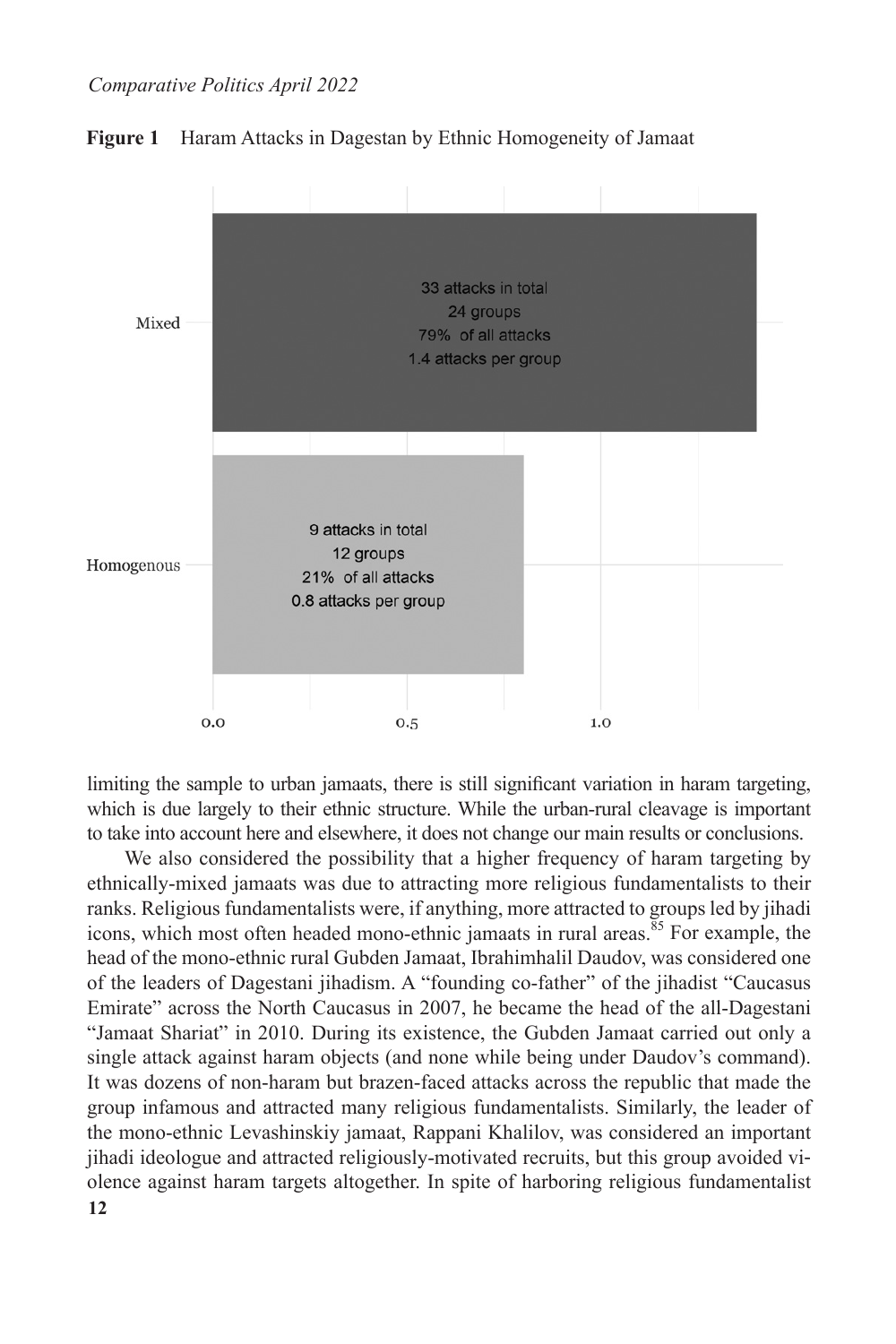**Figure 1** Haram Attacks in Dagestan by Ethnic Homogeneity of Jamaat

| | Attacks in total | Groups | Share of all attacks | Attacks per group |
|---|---|---|---|---|
| Mixed | 33 | 24 | 79% | 1.4 |
| Homogenous | 9 | 12 | 21% | 0.8 |

limiting the sample to urban jamaats, there is still significant variation in haram targeting, which is due largely to their ethnic structure. While the urban-rural cleavage is important to take into account here and elsewhere, it does not change our main results or conclusions.

We also considered the possibility that a higher frequency of haram targeting by ethnically-mixed jamaats was due to attracting more religious fundamentalists to their ranks. Religious fundamentalists were, if anything, more attracted to groups led by jihadi icons, which most often headed mono-ethnic jamaats in rural areas.[85] For example, the head of the mono-ethnic rural Gubden Jamaat, Ibrahimhalil Daudov, was considered one of the leaders of Dagestani jihadism. A "founding co-father" of the jihadist "Caucasus Emirate" across the North Caucasus in 2007, he became the head of the all-Dagestani "Jamaat Shariat" in 2010. During its existence, the Gubden Jamaat carried out only a single attack against haram objects (and none while being under Daudov's command). It was dozens of non-haram but brazen-faced attacks across the republic that made the group infamous and attracted many religious fundamentalists. Similarly, the leader of the mono-ethnic Levashinskiy jamaat, Rappani Khalilov, was considered an important jihadi ideologue and attracted religiously-motivated recruits, but this group avoided violence against haram targets altogether. In spite of harboring religious fundamentalist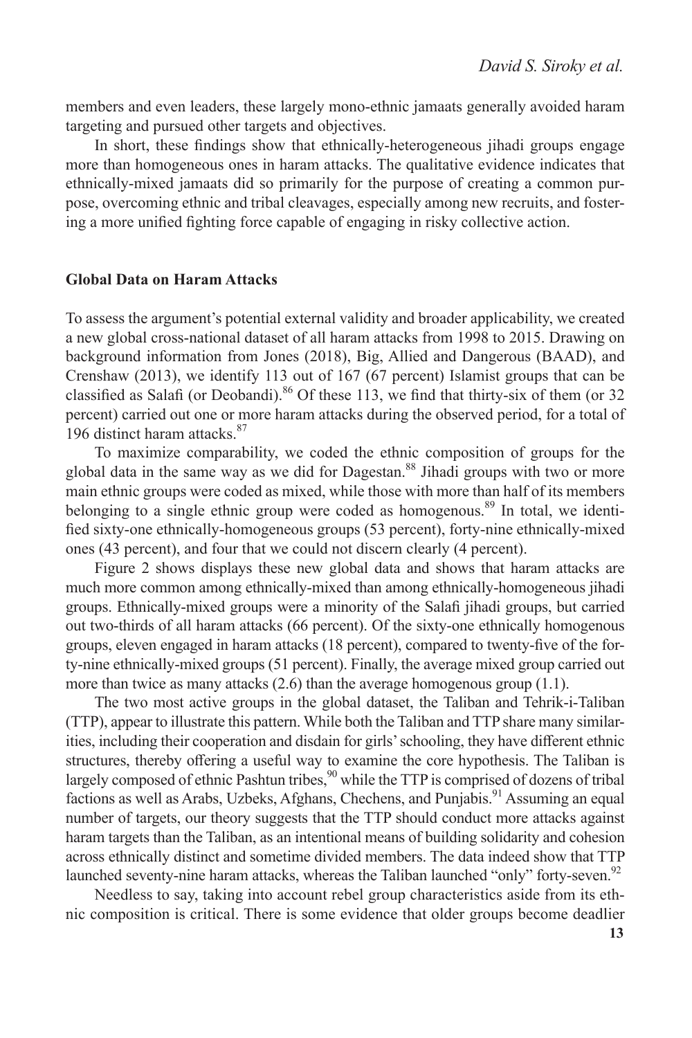members and even leaders, these largely mono-ethnic jamaats generally avoided haram targeting and pursued other targets and objectives.

In short, these findings show that ethnically-heterogeneous jihadi groups engage more than homogeneous ones in haram attacks. The qualitative evidence indicates that ethnically-mixed jamaats did so primarily for the purpose of creating a common purpose, overcoming ethnic and tribal cleavages, especially among new recruits, and fostering a more unified fighting force capable of engaging in risky collective action.

## Global Data on Haram Attacks

To assess the argument's potential external validity and broader applicability, we created a new global cross-national dataset of all haram attacks from 1998 to 2015. Drawing on background information from Jones (2018), Big, Allied and Dangerous (BAAD), and Crenshaw (2013), we identify 113 out of 167 (67 percent) Islamist groups that can be classified as Salafi (or Deobandi).[86] Of these 113, we find that thirty-six of them (or 32 percent) carried out one or more haram attacks during the observed period, for a total of 196 distinct haram attacks.[87]

To maximize comparability, we coded the ethnic composition of groups for the global data in the same way as we did for Dagestan.[88] Jihadi groups with two or more main ethnic groups were coded as mixed, while those with more than half of its members belonging to a single ethnic group were coded as homogenous.[89] In total, we identified sixty-one ethnically-homogeneous groups (53 percent), forty-nine ethnically-mixed ones (43 percent), and four that we could not discern clearly (4 percent).

Figure 2 shows displays these new global data and shows that haram attacks are much more common among ethnically-mixed than among ethnically-homogeneous jihadi groups. Ethnically-mixed groups were a minority of the Salafi jihadi groups, but carried out two-thirds of all haram attacks (66 percent). Of the sixty-one ethnically homogenous groups, eleven engaged in haram attacks (18 percent), compared to twenty-five of the forty-nine ethnically-mixed groups (51 percent). Finally, the average mixed group carried out more than twice as many attacks (2.6) than the average homogenous group (1.1).

The two most active groups in the global dataset, the Taliban and Tehrik-i-Taliban (TTP), appear to illustrate this pattern. While both the Taliban and TTP share many similarities, including their cooperation and disdain for girls' schooling, they have different ethnic structures, thereby offering a useful way to examine the core hypothesis. The Taliban is largely composed of ethnic Pashtun tribes,[90] while the TTP is comprised of dozens of tribal factions as well as Arabs, Uzbeks, Afghans, Chechens, and Punjabis.[91] Assuming an equal number of targets, our theory suggests that the TTP should conduct more attacks against haram targets than the Taliban, as an intentional means of building solidarity and cohesion across ethnically distinct and sometime divided members. The data indeed show that TTP launched seventy-nine haram attacks, whereas the Taliban launched "only" forty-seven.[92]

Needless to say, taking into account rebel group characteristics aside from its ethnic composition is critical. There is some evidence that older groups become deadlier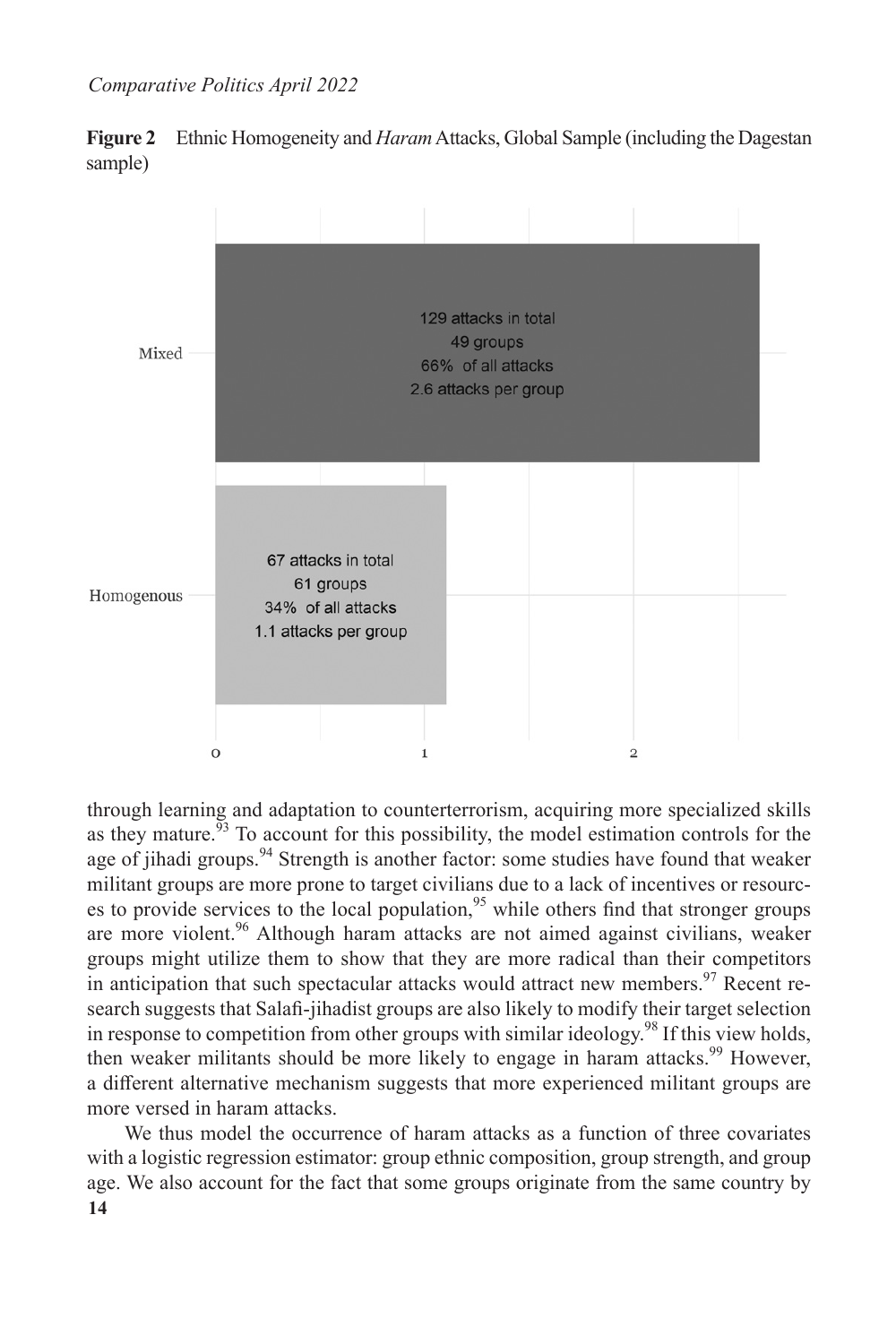**Figure 2** Ethnic Homogeneity and *Haram* Attacks, Global Sample (including the Dagestan sample)

| | Attacks in total | Groups | Share of all attacks | Attacks per group |
|---|---|---|---|---|
| Mixed | 129 | 49 | 66% | 2.6 |
| Homogenous | 67 | 61 | 34% | 1.1 |

through learning and adaptation to counterterrorism, acquiring more specialized skills as they mature.[93] To account for this possibility, the model estimation controls for the age of jihadi groups.[94] Strength is another factor: some studies have found that weaker militant groups are more prone to target civilians due to a lack of incentives or resources to provide services to the local population,[95] while others find that stronger groups are more violent.[96] Although haram attacks are not aimed against civilians, weaker groups might utilize them to show that they are more radical than their competitors in anticipation that such spectacular attacks would attract new members.[97] Recent research suggests that Salafi-jihadist groups are also likely to modify their target selection in response to competition from other groups with similar ideology.[98] If this view holds, then weaker militants should be more likely to engage in haram attacks.[99] However, a different alternative mechanism suggests that more experienced militant groups are more versed in haram attacks.

We thus model the occurrence of haram attacks as a function of three covariates with a logistic regression estimator: group ethnic composition, group strength, and group age. We also account for the fact that some groups originate from the same country by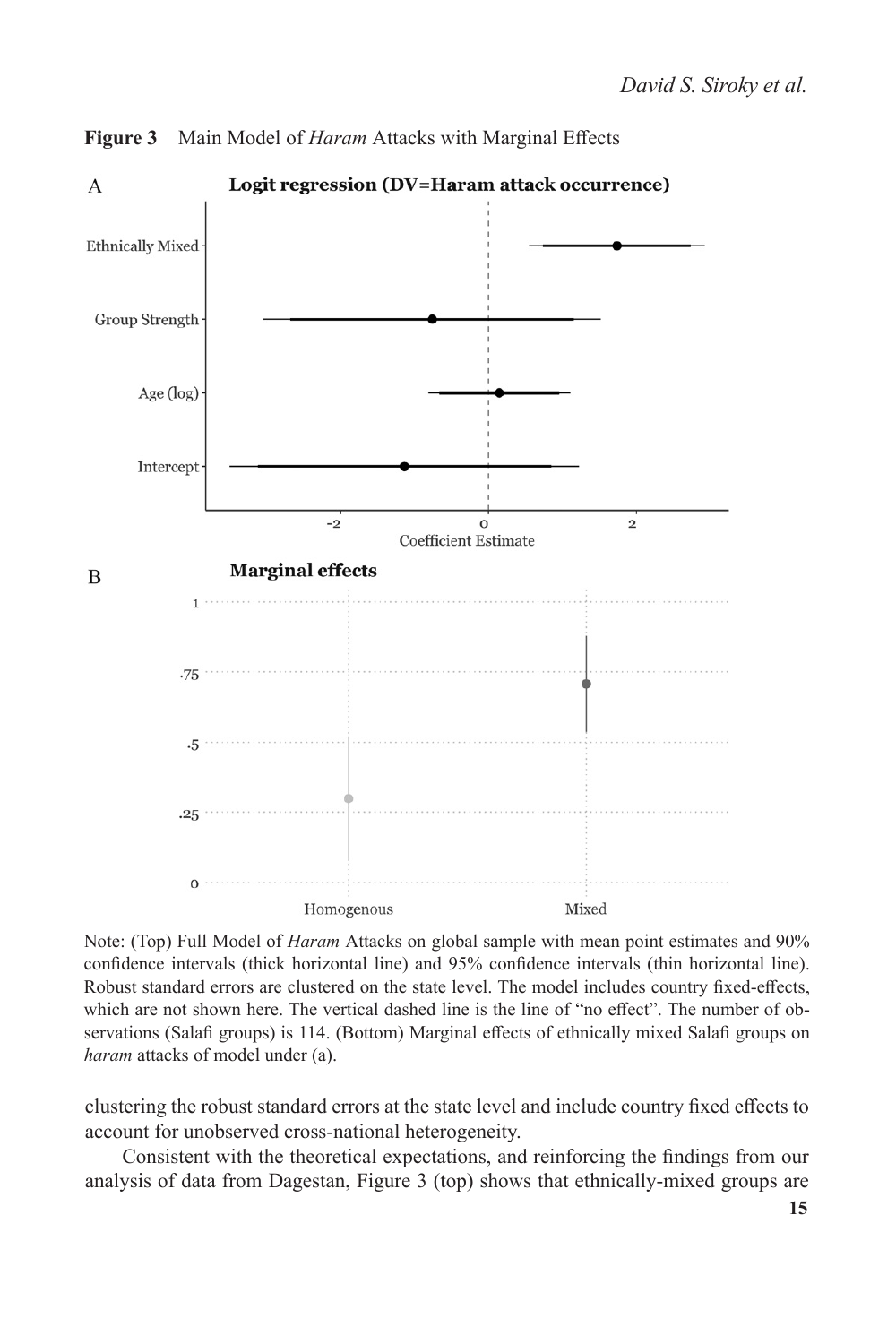**Figure 3** Main Model of *Haram* Attacks with Marginal Effects

Note: (Top) Full Model of *Haram* Attacks on global sample with mean point estimates and 90% confidence intervals (thick horizontal line) and 95% confidence intervals (thin horizontal line). Robust standard errors are clustered on the state level. The model includes country fixed-effects, which are not shown here. The vertical dashed line is the line of "no effect". The number of observations (Salafi groups) is 114. (Bottom) Marginal effects of ethnically mixed Salafi groups on *haram* attacks of model under (a).

clustering the robust standard errors at the state level and include country fixed effects to account for unobserved cross-national heterogeneity.

Consistent with the theoretical expectations, and reinforcing the findings from our analysis of data from Dagestan, Figure 3 (top) shows that ethnically-mixed groups are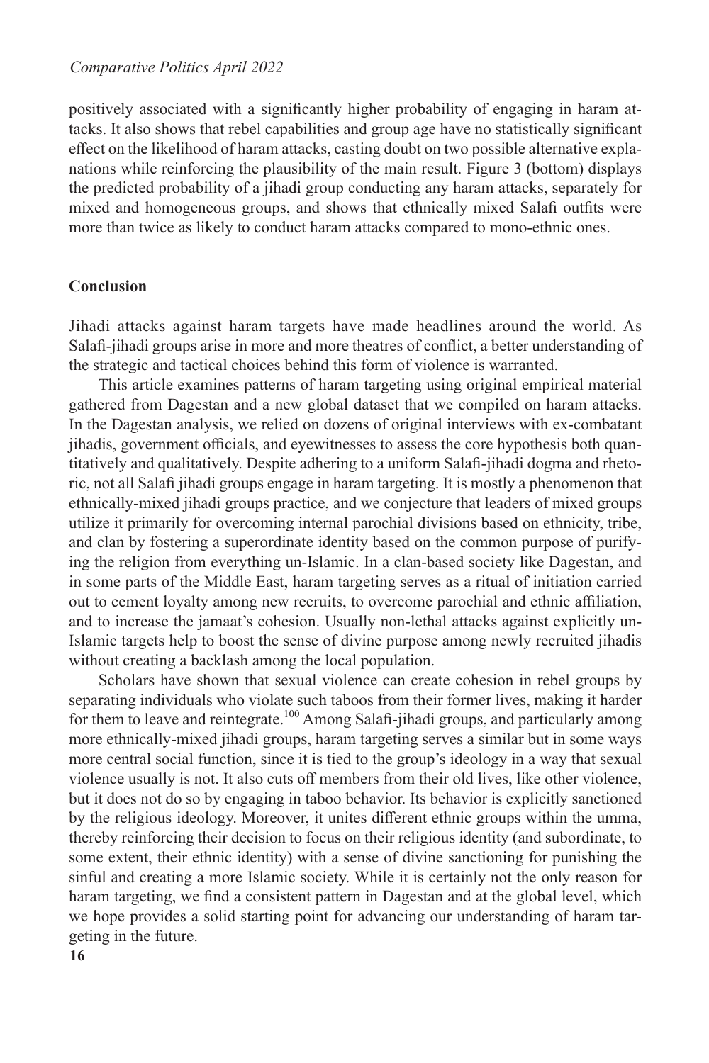positively associated with a significantly higher probability of engaging in haram attacks. It also shows that rebel capabilities and group age have no statistically significant effect on the likelihood of haram attacks, casting doubt on two possible alternative explanations while reinforcing the plausibility of the main result. Figure 3 (bottom) displays the predicted probability of a jihadi group conducting any haram attacks, separately for mixed and homogeneous groups, and shows that ethnically mixed Salafi outfits were more than twice as likely to conduct haram attacks compared to mono-ethnic ones.

## Conclusion

Jihadi attacks against haram targets have made headlines around the world. As Salafi-jihadi groups arise in more and more theatres of conflict, a better understanding of the strategic and tactical choices behind this form of violence is warranted.

This article examines patterns of haram targeting using original empirical material gathered from Dagestan and a new global dataset that we compiled on haram attacks. In the Dagestan analysis, we relied on dozens of original interviews with ex-combatant jihadis, government officials, and eyewitnesses to assess the core hypothesis both quantitatively and qualitatively. Despite adhering to a uniform Salafi-jihadi dogma and rhetoric, not all Salafi jihadi groups engage in haram targeting. It is mostly a phenomenon that ethnically-mixed jihadi groups practice, and we conjecture that leaders of mixed groups utilize it primarily for overcoming internal parochial divisions based on ethnicity, tribe, and clan by fostering a superordinate identity based on the common purpose of purifying the religion from everything un-Islamic. In a clan-based society like Dagestan, and in some parts of the Middle East, haram targeting serves as a ritual of initiation carried out to cement loyalty among new recruits, to overcome parochial and ethnic affiliation, and to increase the jamaat's cohesion. Usually non-lethal attacks against explicitly un-Islamic targets help to boost the sense of divine purpose among newly recruited jihadis without creating a backlash among the local population.

Scholars have shown that sexual violence can create cohesion in rebel groups by separating individuals who violate such taboos from their former lives, making it harder for them to leave and reintegrate.[100] Among Salafi-jihadi groups, and particularly among more ethnically-mixed jihadi groups, haram targeting serves a similar but in some ways more central social function, since it is tied to the group's ideology in a way that sexual violence usually is not. It also cuts off members from their old lives, like other violence, but it does not do so by engaging in taboo behavior. Its behavior is explicitly sanctioned by the religious ideology. Moreover, it unites different ethnic groups within the umma, thereby reinforcing their decision to focus on their religious identity (and subordinate, to some extent, their ethnic identity) with a sense of divine sanctioning for punishing the sinful and creating a more Islamic society. While it is certainly not the only reason for haram targeting, we find a consistent pattern in Dagestan and at the global level, which we hope provides a solid starting point for advancing our understanding of haram targeting in the future.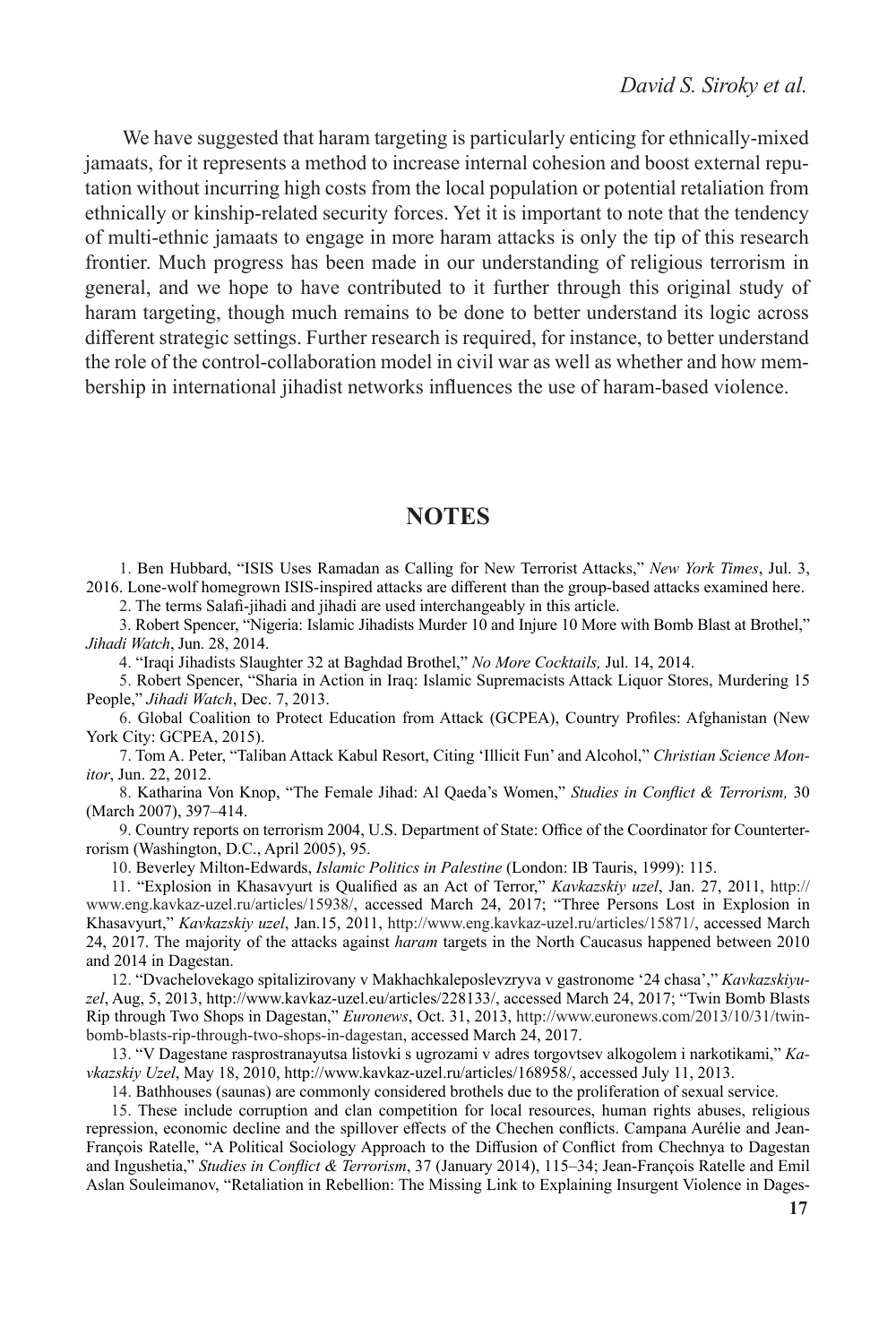We have suggested that haram targeting is particularly enticing for ethnically-mixed jamaats, for it represents a method to increase internal cohesion and boost external reputation without incurring high costs from the local population or potential retaliation from ethnically or kinship-related security forces. Yet it is important to note that the tendency of multi-ethnic jamaats to engage in more haram attacks is only the tip of this research frontier. Much progress has been made in our understanding of religious terrorism in general, and we hope to have contributed to it further through this original study of haram targeting, though much remains to be done to better understand its logic across different strategic settings. Further research is required, for instance, to better understand the role of the control-collaboration model in civil war as well as whether and how membership in international jihadist networks influences the use of haram-based violence.

## NOTES

1. Ben Hubbard, "ISIS Uses Ramadan as Calling for New Terrorist Attacks," *New York Times*, Jul. 3, 2016. Lone-wolf homegrown ISIS-inspired attacks are different than the group-based attacks examined here.

2. The terms Salafi-jihadi and jihadi are used interchangeably in this article.

3. Robert Spencer, "Nigeria: Islamic Jihadists Murder 10 and Injure 10 More with Bomb Blast at Brothel," *Jihadi Watch*, Jun. 28, 2014.

4. "Iraqi Jihadists Slaughter 32 at Baghdad Brothel," *No More Cocktails,* Jul. 14, 2014.

5. Robert Spencer, "Sharia in Action in Iraq: Islamic Supremacists Attack Liquor Stores, Murdering 15 People," *Jihadi Watch*, Dec. 7, 2013.

6. Global Coalition to Protect Education from Attack (GCPEA), Country Profiles: Afghanistan (New York City: GCPEA, 2015).

7. Tom A. Peter, "Taliban Attack Kabul Resort, Citing 'Illicit Fun' and Alcohol," *Christian Science Monitor*, Jun. 22, 2012.

8. Katharina Von Knop, "The Female Jihad: Al Qaeda's Women," *Studies in Conflict & Terrorism,* 30 (March 2007), 397–414.

9. Country reports on terrorism 2004, U.S. Department of State: Office of the Coordinator for Counterterrorism (Washington, D.C., April 2005), 95.

10. Beverley Milton-Edwards, *Islamic Politics in Palestine* (London: IB Tauris, 1999): 115.

11. "Explosion in Khasavyurt is Qualified as an Act of Terror," *Kavkazskiy uzel*, Jan. 27, 2011, http://www.eng.kavkaz-uzel.ru/articles/15938/, accessed March 24, 2017; "Three Persons Lost in Explosion in Khasavyurt," *Kavkazskiy uzel*, Jan.15, 2011, http://www.eng.kavkaz-uzel.ru/articles/15871/, accessed March 24, 2017. The majority of the attacks against *haram* targets in the North Caucasus happened between 2010 and 2014 in Dagestan.

12. "Dvachelovekago spitalizirovany v Makhachkaleposlevzryva v gastronome '24 chasa'," *Kavkazskiyuzel*, Aug, 5, 2013, http://www.kavkaz-uzel.eu/articles/228133/, accessed March 24, 2017; "Twin Bomb Blasts Rip through Two Shops in Dagestan," *Euronews*, Oct. 31, 2013, http://www.euronews.com/2013/10/31/twin-bomb-blasts-rip-through-two-shops-in-dagestan, accessed March 24, 2017.

13. "V Dagestane rasprostranayutsa listovki s ugrozami v adres torgovtsev alkogolem i narkotikami," *Kavkazskiy Uzel*, May 18, 2010, http://www.kavkaz-uzel.ru/articles/168958/, accessed July 11, 2013.

14. Bathhouses (saunas) are commonly considered brothels due to the proliferation of sexual service.

15. These include corruption and clan competition for local resources, human rights abuses, religious repression, economic decline and the spillover effects of the Chechen conflicts. Campana Aurélie and Jean-François Ratelle, "A Political Sociology Approach to the Diffusion of Conflict from Chechnya to Dagestan and Ingushetia," *Studies in Conflict & Terrorism*, 37 (January 2014), 115–34; Jean-François Ratelle and Emil Aslan Souleimanov, "Retaliation in Rebellion: The Missing Link to Explaining Insurgent Violence in Dages-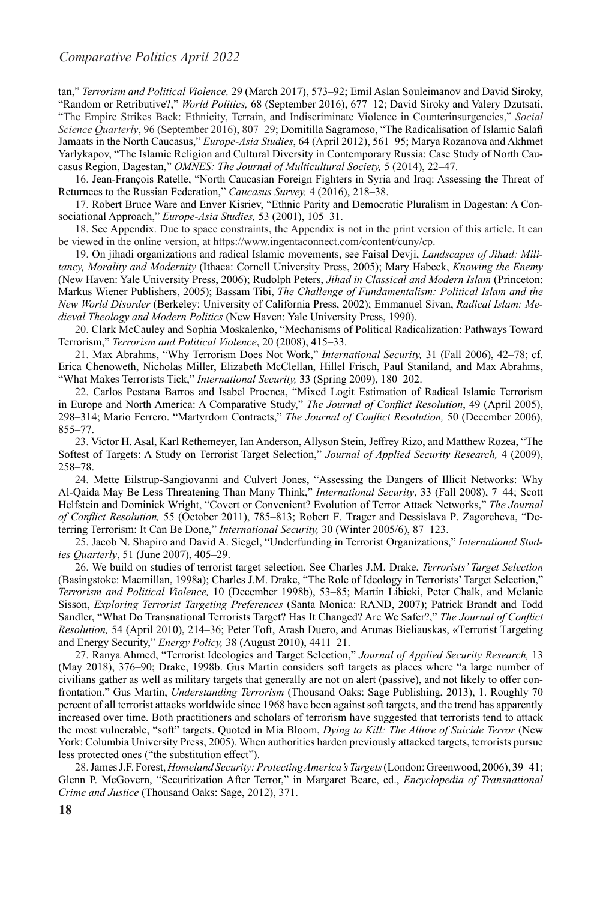tan," *Terrorism and Political Violence,* 29 (March 2017), 573–92; Emil Aslan Souleimanov and David Siroky, "Random or Retributive?," *World Politics,* 68 (September 2016), 677–12; David Siroky and Valery Dzutsati, "The Empire Strikes Back: Ethnicity, Terrain, and Indiscriminate Violence in Counterinsurgencies," *Social Science Quarterly*, 96 (September 2016), 807–29; Domitilla Sagramoso, "The Radicalisation of Islamic Salafi Jamaats in the North Caucasus," *Europe-Asia Studies*, 64 (April 2012), 561–95; Marya Rozanova and Akhmet Yarlykapov, "The Islamic Religion and Cultural Diversity in Contemporary Russia: Case Study of North Caucasus Region, Dagestan," *OMNES: The Journal of Multicultural Society,* 5 (2014), 22–47.

16. Jean-François Ratelle, "North Caucasian Foreign Fighters in Syria and Iraq: Assessing the Threat of Returnees to the Russian Federation," *Caucasus Survey,* 4 (2016), 218–38.

17. Robert Bruce Ware and Enver Kisriev, "Ethnic Parity and Democratic Pluralism in Dagestan: A Consociational Approach," *Europe-Asia Studies,* 53 (2001), 105–31.

18. See Appendix. Due to space constraints, the Appendix is not in the print version of this article. It can be viewed in the online version, at https://www.ingentaconnect.com/content/cuny/cp.

19. On jihadi organizations and radical Islamic movements, see Faisal Devji, *Landscapes of Jihad: Militancy, Morality and Modernity* (Ithaca: Cornell University Press, 2005); Mary Habeck, *Knowing the Enemy* (New Haven: Yale University Press, 2006); Rudolph Peters, *Jihad in Classical and Modern Islam* (Princeton: Markus Wiener Publishers, 2005); Bassam Tibi, *The Challenge of Fundamentalism: Political Islam and the New World Disorder* (Berkeley: University of California Press, 2002); Emmanuel Sivan, *Radical Islam: Medieval Theology and Modern Politics* (New Haven: Yale University Press, 1990).

20. Clark McCauley and Sophia Moskalenko, "Mechanisms of Political Radicalization: Pathways Toward Terrorism," *Terrorism and Political Violence*, 20 (2008), 415–33.

21. Max Abrahms, "Why Terrorism Does Not Work," *International Security,* 31 (Fall 2006), 42–78; cf. Erica Chenoweth, Nicholas Miller, Elizabeth McClellan, Hillel Frisch, Paul Staniland, and Max Abrahms, "What Makes Terrorists Tick," *International Security,* 33 (Spring 2009), 180–202.

22. Carlos Pestana Barros and Isabel Proenca, "Mixed Logit Estimation of Radical Islamic Terrorism in Europe and North America: A Comparative Study," *The Journal of Conflict Resolution*, 49 (April 2005), 298–314; Mario Ferrero. "Martyrdom Contracts," *The Journal of Conflict Resolution,* 50 (December 2006), 855–77.

23. Victor H. Asal, Karl Rethemeyer, Ian Anderson, Allyson Stein, Jeffrey Rizo, and Matthew Rozea, "The Softest of Targets: A Study on Terrorist Target Selection," *Journal of Applied Security Research,* 4 (2009), 258–78.

24. Mette Eilstrup-Sangiovanni and Culvert Jones, "Assessing the Dangers of Illicit Networks: Why Al-Qaida May Be Less Threatening Than Many Think," *International Security*, 33 (Fall 2008), 7–44; Scott Helfstein and Dominick Wright, "Covert or Convenient? Evolution of Terror Attack Networks," *The Journal of Conflict Resolution,* 55 (October 2011), 785–813; Robert F. Trager and Dessislava P. Zagorcheva, "Deterring Terrorism: It Can Be Done," *International Security,* 30 (Winter 2005/6), 87–123.

25. Jacob N. Shapiro and David A. Siegel, "Underfunding in Terrorist Organizations," *International Studies Quarterly*, 51 (June 2007), 405–29.

26. We build on studies of terrorist target selection. See Charles J.M. Drake, *Terrorists' Target Selection* (Basingstoke: Macmillan, 1998a); Charles J.M. Drake, "The Role of Ideology in Terrorists' Target Selection," *Terrorism and Political Violence,* 10 (December 1998b), 53–85; Martin Libicki, Peter Chalk, and Melanie Sisson, *Exploring Terrorist Targeting Preferences* (Santa Monica: RAND, 2007); Patrick Brandt and Todd Sandler, "What Do Transnational Terrorists Target? Has It Changed? Are We Safer?," *The Journal of Conflict Resolution,* 54 (April 2010), 214–36; Peter Toft, Arash Duero, and Arunas Bieliauskas, «Terrorist Targeting and Energy Security," *Energy Policy,* 38 (August 2010), 4411–21.

27. Ranya Ahmed, "Terrorist Ideologies and Target Selection," *Journal of Applied Security Research,* 13 (May 2018), 376–90; Drake, 1998b. Gus Martin considers soft targets as places where "a large number of civilians gather as well as military targets that generally are not on alert (passive), and not likely to offer confrontation." Gus Martin, *Understanding Terrorism* (Thousand Oaks: Sage Publishing, 2013), 1. Roughly 70 percent of all terrorist attacks worldwide since 1968 have been against soft targets, and the trend has apparently increased over time. Both practitioners and scholars of terrorism have suggested that terrorists tend to attack the most vulnerable, "soft" targets. Quoted in Mia Bloom, *Dying to Kill: The Allure of Suicide Terror* (New York: Columbia University Press, 2005). When authorities harden previously attacked targets, terrorists pursue less protected ones ("the substitution effect").

28. James J.F. Forest, *Homeland Security: Protecting America's Targets* (London: Greenwood, 2006), 39–41; Glenn P. McGovern, "Securitization After Terror," in Margaret Beare, ed., *Encyclopedia of Transnational Crime and Justice* (Thousand Oaks: Sage, 2012), 371.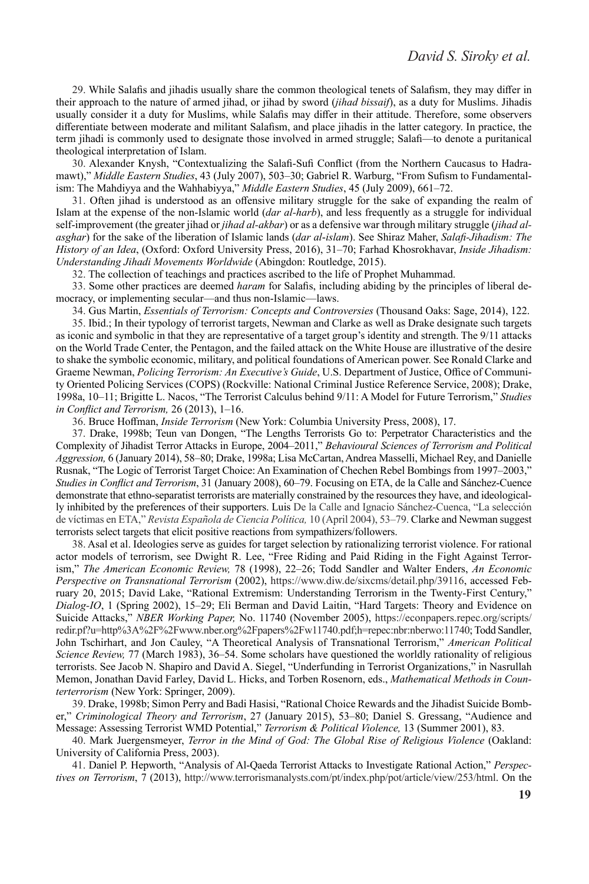29. While Salafis and jihadis usually share the common theological tenets of Salafism, they may differ in their approach to the nature of armed jihad, or jihad by sword (*jihad bissaif*), as a duty for Muslims. Jihadis usually consider it a duty for Muslims, while Salafis may differ in their attitude. Therefore, some observers differentiate between moderate and militant Salafism, and place jihadis in the latter category. In practice, the term jihadi is commonly used to designate those involved in armed struggle; Salafi—to denote a puritanical theological interpretation of Islam.

30. Alexander Knysh, "Contextualizing the Salafi-Sufi Conflict (from the Northern Caucasus to Hadramawt)," *Middle Eastern Studies*, 43 (July 2007), 503–30; Gabriel R. Warburg, "From Sufism to Fundamentalism: The Mahdiyya and the Wahhabiyya," *Middle Eastern Studies*, 45 (July 2009), 661–72.

31. Often jihad is understood as an offensive military struggle for the sake of expanding the realm of Islam at the expense of the non-Islamic world (*dar al-harb*), and less frequently as a struggle for individual self-improvement (the greater jihad or *jihad al-akbar*) or as a defensive war through military struggle (*jihad al-asghar*) for the sake of the liberation of Islamic lands (*dar al-islam*). See Shiraz Maher, *Salafi-Jihadism: The History of an Idea*, (Oxford: Oxford University Press, 2016), 31–70; Farhad Khosrokhavar, *Inside Jihadism: Understanding Jihadi Movements Worldwide* (Abingdon: Routledge, 2015).

32. The collection of teachings and practices ascribed to the life of Prophet Muhammad.

33. Some other practices are deemed *haram* for Salafis, including abiding by the principles of liberal democracy, or implementing secular—and thus non-Islamic—laws.

34. Gus Martin, *Essentials of Terrorism: Concepts and Controversies* (Thousand Oaks: Sage, 2014), 122.

35. Ibid.; In their typology of terrorist targets, Newman and Clarke as well as Drake designate such targets as iconic and symbolic in that they are representative of a target group's identity and strength. The 9/11 attacks on the World Trade Center, the Pentagon, and the failed attack on the White House are illustrative of the desire to shake the symbolic economic, military, and political foundations of American power. See Ronald Clarke and Graeme Newman, *Policing Terrorism: An Executive's Guide*, U.S. Department of Justice, Office of Community Oriented Policing Services (COPS) (Rockville: National Criminal Justice Reference Service, 2008); Drake, 1998a, 10–11; Brigitte L. Nacos, "The Terrorist Calculus behind 9/11: A Model for Future Terrorism," *Studies in Conflict and Terrorism,* 26 (2013), 1–16.

36. Bruce Hoffman, *Inside Terrorism* (New York: Columbia University Press, 2008), 17.

37. Drake, 1998b; Teun van Dongen, "The Lengths Terrorists Go to: Perpetrator Characteristics and the Complexity of Jihadist Terror Attacks in Europe, 2004–2011," *Behavioural Sciences of Terrorism and Political Aggression,* 6 (January 2014), 58–80; Drake, 1998a; Lisa McCartan, Andrea Masselli, Michael Rey, and Danielle Rusnak, "The Logic of Terrorist Target Choice: An Examination of Chechen Rebel Bombings from 1997–2003," *Studies in Conflict and Terrorism*, 31 (January 2008), 60–79. Focusing on ETA, de la Calle and Sánchez-Cuence demonstrate that ethno-separatist terrorists are materially constrained by the resources they have, and ideologically inhibited by the preferences of their supporters. Luis De la Calle and Ignacio Sánchez-Cuenca, "La selección de víctimas en ETA," *Revista Española de Ciencia Política,* 10 (April 2004), 53–79. Clarke and Newman suggest terrorists select targets that elicit positive reactions from sympathizers/followers.

38. Asal et al. Ideologies serve as guides for target selection by rationalizing terrorist violence. For rational actor models of terrorism, see Dwight R. Lee, "Free Riding and Paid Riding in the Fight Against Terrorism," *The American Economic Review,* 78 (1998), 22–26; Todd Sandler and Walter Enders, *An Economic Perspective on Transnational Terrorism* (2002), https://www.diw.de/sixcms/detail.php/39116, accessed February 20, 2015; David Lake, "Rational Extremism: Understanding Terrorism in the Twenty-First Century," *Dialog-IO*, 1 (Spring 2002), 15–29; Eli Berman and David Laitin, "Hard Targets: Theory and Evidence on Suicide Attacks," *NBER Working Paper,* No. 11740 (November 2005), https://econpapers.repec.org/scripts/redir.pf?u=http%3A%2F%2Fwww.nber.org%2Fpapers%2Fw11740.pdf;h=repec:nbr:nberwo:11740; Todd Sandler, John Tschirhart, and Jon Cauley, "A Theoretical Analysis of Transnational Terrorism," *American Political Science Review,* 77 (March 1983), 36–54. Some scholars have questioned the worldly rationality of religious terrorists. See Jacob N. Shapiro and David A. Siegel, "Underfunding in Terrorist Organizations," in Nasrullah Memon, Jonathan David Farley, David L. Hicks, and Torben Rosenorn, eds., *Mathematical Methods in Counterterrorism* (New York: Springer, 2009).

39. Drake, 1998b; Simon Perry and Badi Hasisi, "Rational Choice Rewards and the Jihadist Suicide Bomber," *Criminological Theory and Terrorism*, 27 (January 2015), 53–80; Daniel S. Gressang, "Audience and Message: Assessing Terrorist WMD Potential," *Terrorism & Political Violence,* 13 (Summer 2001), 83.

40. Mark Juergensmeyer, *Terror in the Mind of God: The Global Rise of Religious Violence* (Oakland: University of California Press, 2003).

41. Daniel P. Hepworth, "Analysis of Al-Qaeda Terrorist Attacks to Investigate Rational Action," *Perspectives on Terrorism*, 7 (2013), http://www.terrorismanalysts.com/pt/index.php/pot/article/view/253/html. On the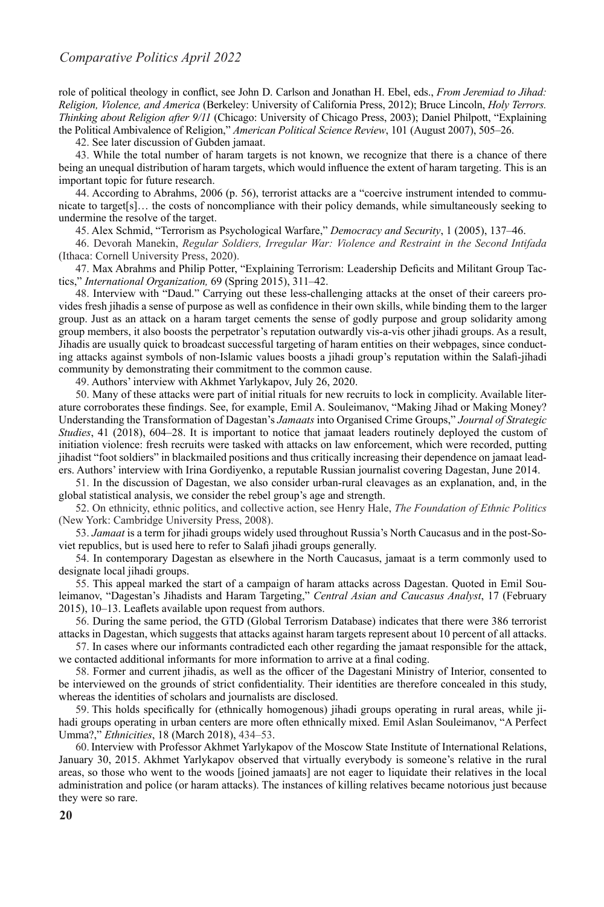role of political theology in conflict, see John D. Carlson and Jonathan H. Ebel, eds., *From Jeremiad to Jihad: Religion, Violence, and America* (Berkeley: University of California Press, 2012); Bruce Lincoln, *Holy Terrors. Thinking about Religion after 9/11* (Chicago: University of Chicago Press, 2003); Daniel Philpott, "Explaining the Political Ambivalence of Religion," *American Political Science Review*, 101 (August 2007), 505–26.

42. See later discussion of Gubden jamaat.

43. While the total number of haram targets is not known, we recognize that there is a chance of there being an unequal distribution of haram targets, which would influence the extent of haram targeting. This is an important topic for future research.

44. According to Abrahms, 2006 (p. 56), terrorist attacks are a "coercive instrument intended to communicate to target[s]… the costs of noncompliance with their policy demands, while simultaneously seeking to undermine the resolve of the target.

45. Alex Schmid, "Terrorism as Psychological Warfare," *Democracy and Security*, 1 (2005), 137–46.

46. Devorah Manekin, *Regular Soldiers, Irregular War: Violence and Restraint in the Second Intifada* (Ithaca: Cornell University Press, 2020).

47. Max Abrahms and Philip Potter, "Explaining Terrorism: Leadership Deficits and Militant Group Tactics," *International Organization,* 69 (Spring 2015), 311–42.

48. Interview with "Daud." Carrying out these less-challenging attacks at the onset of their careers provides fresh jihadis a sense of purpose as well as confidence in their own skills, while binding them to the larger group. Just as an attack on a haram target cements the sense of godly purpose and group solidarity among group members, it also boosts the perpetrator's reputation outwardly vis-a-vis other jihadi groups. As a result, Jihadis are usually quick to broadcast successful targeting of haram entities on their webpages, since conducting attacks against symbols of non-Islamic values boosts a jihadi group's reputation within the Salafi-jihadi community by demonstrating their commitment to the common cause.

49. Authors' interview with Akhmet Yarlykapov, July 26, 2020.

50. Many of these attacks were part of initial rituals for new recruits to lock in complicity. Available literature corroborates these findings. See, for example, Emil A. Souleimanov, "Making Jihad or Making Money? Understanding the Transformation of Dagestan's *Jamaats* into Organised Crime Groups," *Journal of Strategic Studies*, 41 (2018), 604–28. It is important to notice that jamaat leaders routinely deployed the custom of initiation violence: fresh recruits were tasked with attacks on law enforcement, which were recorded, putting jihadist "foot soldiers" in blackmailed positions and thus critically increasing their dependence on jamaat leaders. Authors' interview with Irina Gordiyenko, a reputable Russian journalist covering Dagestan, June 2014.

51. In the discussion of Dagestan, we also consider urban-rural cleavages as an explanation, and, in the global statistical analysis, we consider the rebel group's age and strength.

52. On ethnicity, ethnic politics, and collective action, see Henry Hale, *The Foundation of Ethnic Politics* (New York: Cambridge University Press, 2008).

53. *Jamaat* is a term for jihadi groups widely used throughout Russia's North Caucasus and in the post-Soviet republics, but is used here to refer to Salafi jihadi groups generally.

54. In contemporary Dagestan as elsewhere in the North Caucasus, jamaat is a term commonly used to designate local jihadi groups.

55. This appeal marked the start of a campaign of haram attacks across Dagestan. Quoted in Emil Souleimanov, "Dagestan's Jihadists and Haram Targeting," *Central Asian and Caucasus Analyst*, 17 (February 2015), 10–13. Leaflets available upon request from authors.

56. During the same period, the GTD (Global Terrorism Database) indicates that there were 386 terrorist attacks in Dagestan, which suggests that attacks against haram targets represent about 10 percent of all attacks.

57. In cases where our informants contradicted each other regarding the jamaat responsible for the attack, we contacted additional informants for more information to arrive at a final coding.

58. Former and current jihadis, as well as the officer of the Dagestani Ministry of Interior, consented to be interviewed on the grounds of strict confidentiality. Their identities are therefore concealed in this study, whereas the identities of scholars and journalists are disclosed.

59. This holds specifically for (ethnically homogenous) jihadi groups operating in rural areas, while jihadi groups operating in urban centers are more often ethnically mixed. Emil Aslan Souleimanov, "A Perfect Umma?," *Ethnicities*, 18 (March 2018), 434–53.

60. Interview with Professor Akhmet Yarlykapov of the Moscow State Institute of International Relations, January 30, 2015. Akhmet Yarlykapov observed that virtually everybody is someone's relative in the rural areas, so those who went to the woods [joined jamaats] are not eager to liquidate their relatives in the local administration and police (or haram attacks). The instances of killing relatives became notorious just because they were so rare.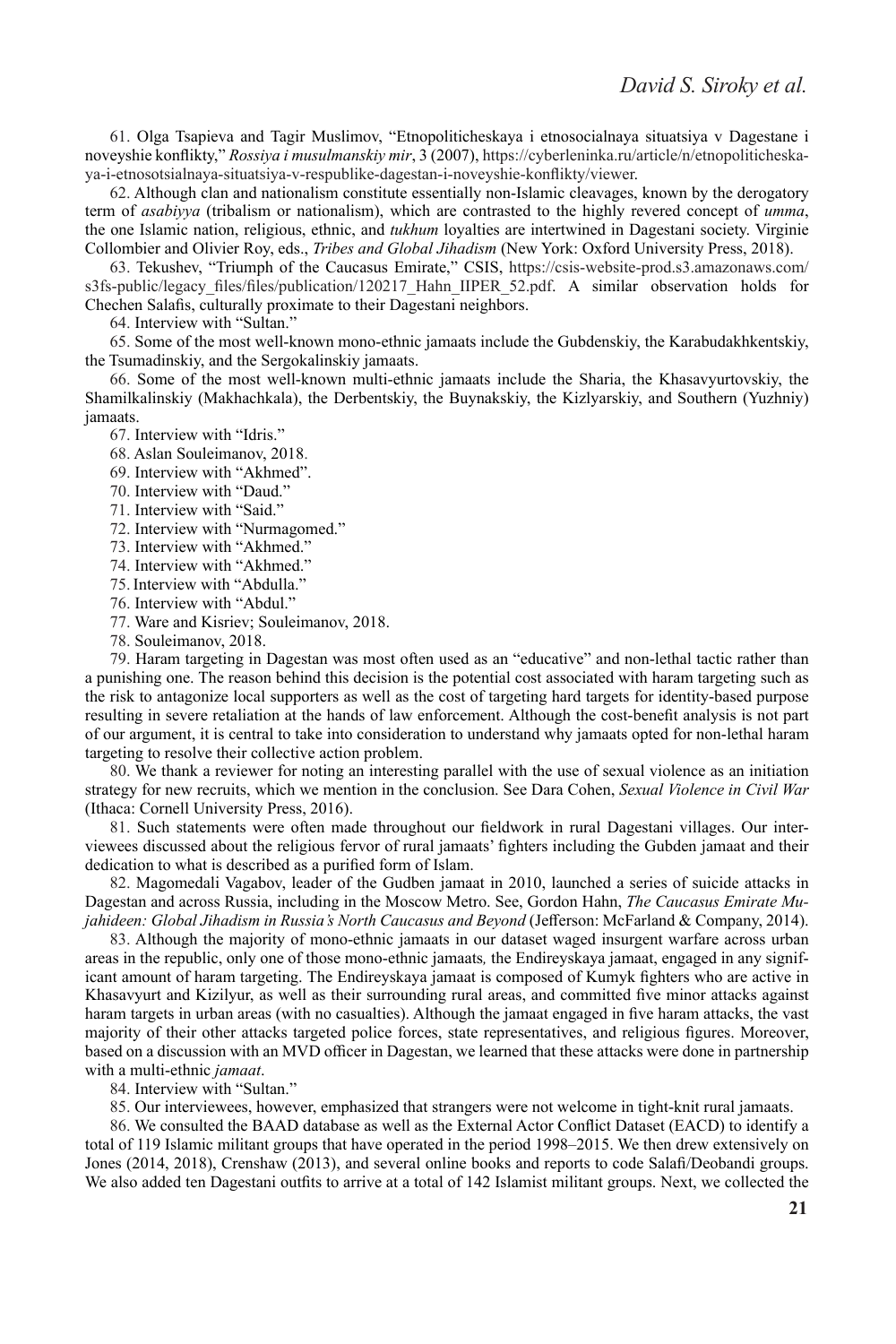61. Olga Tsapieva and Tagir Muslimov, "Etnopoliticheskaya i etnosocialnaya situatsiya v Dagestane i noveyshie konflikty," *Rossiya i musulmanskiy mir*, 3 (2007), https://cyberleninka.ru/article/n/etnopoliticheskaya-i-etnosotsialnaya-situatsiya-v-respublike-dagestan-i-noveyshie-konflikty/viewer.

62. Although clan and nationalism constitute essentially non-Islamic cleavages, known by the derogatory term of *asabiyya* (tribalism or nationalism), which are contrasted to the highly revered concept of *umma*, the one Islamic nation, religious, ethnic, and *tukhum* loyalties are intertwined in Dagestani society. Virginie Collombier and Olivier Roy, eds., *Tribes and Global Jihadism* (New York: Oxford University Press, 2018).

63. Tekushev, "Triumph of the Caucasus Emirate," CSIS, https://csis-website-prod.s3.amazonaws.com/s3fs-public/legacy_files/files/publication/120217_Hahn_IIPER_52.pdf. A similar observation holds for Chechen Salafis, culturally proximate to their Dagestani neighbors.

64. Interview with "Sultan."

65. Some of the most well-known mono-ethnic jamaats include the Gubdenskiy, the Karabudakhkentskiy, the Tsumadinskiy, and the Sergokalinskiy jamaats.

66. Some of the most well-known multi-ethnic jamaats include the Sharia, the Khasavyurtovskiy, the Shamilkalinskiy (Makhachkala), the Derbentskiy, the Buynakskiy, the Kizlyarskiy, and Southern (Yuzhniy) jamaats.

67. Interview with "Idris."

68. Aslan Souleimanov, 2018.

69. Interview with "Akhmed".

70. Interview with "Daud."

71. Interview with "Said."

72. Interview with "Nurmagomed."

73. Interview with "Akhmed."

74. Interview with "Akhmed."

75. Interview with "Abdulla."

76. Interview with "Abdul."

77. Ware and Kisriev; Souleimanov, 2018.

78. Souleimanov, 2018.

79. Haram targeting in Dagestan was most often used as an "educative" and non-lethal tactic rather than a punishing one. The reason behind this decision is the potential cost associated with haram targeting such as the risk to antagonize local supporters as well as the cost of targeting hard targets for identity-based purpose resulting in severe retaliation at the hands of law enforcement. Although the cost-benefit analysis is not part of our argument, it is central to take into consideration to understand why jamaats opted for non-lethal haram targeting to resolve their collective action problem.

80. We thank a reviewer for noting an interesting parallel with the use of sexual violence as an initiation strategy for new recruits, which we mention in the conclusion. See Dara Cohen, *Sexual Violence in Civil War* (Ithaca: Cornell University Press, 2016).

81. Such statements were often made throughout our fieldwork in rural Dagestani villages. Our interviewees discussed about the religious fervor of rural jamaats' fighters including the Gubden jamaat and their dedication to what is described as a purified form of Islam.

82. Magomedali Vagabov, leader of the Gudben jamaat in 2010, launched a series of suicide attacks in Dagestan and across Russia, including in the Moscow Metro. See, Gordon Hahn, *The Caucasus Emirate Mujahideen: Global Jihadism in Russia's North Caucasus and Beyond* (Jefferson: McFarland & Company, 2014).

83. Although the majority of mono-ethnic jamaats in our dataset waged insurgent warfare across urban areas in the republic, only one of those mono-ethnic jamaats*,* the Endireyskaya jamaat, engaged in any significant amount of haram targeting. The Endireyskaya jamaat is composed of Kumyk fighters who are active in Khasavyurt and Kizilyur, as well as their surrounding rural areas, and committed five minor attacks against haram targets in urban areas (with no casualties). Although the jamaat engaged in five haram attacks, the vast majority of their other attacks targeted police forces, state representatives, and religious figures. Moreover, based on a discussion with an MVD officer in Dagestan, we learned that these attacks were done in partnership with a multi-ethnic *jamaat*.

84. Interview with "Sultan."

85. Our interviewees, however, emphasized that strangers were not welcome in tight-knit rural jamaats.

86. We consulted the BAAD database as well as the External Actor Conflict Dataset (EACD) to identify a total of 119 Islamic militant groups that have operated in the period 1998–2015. We then drew extensively on Jones (2014, 2018), Crenshaw (2013), and several online books and reports to code Salafi/Deobandi groups. We also added ten Dagestani outfits to arrive at a total of 142 Islamist militant groups. Next, we collected the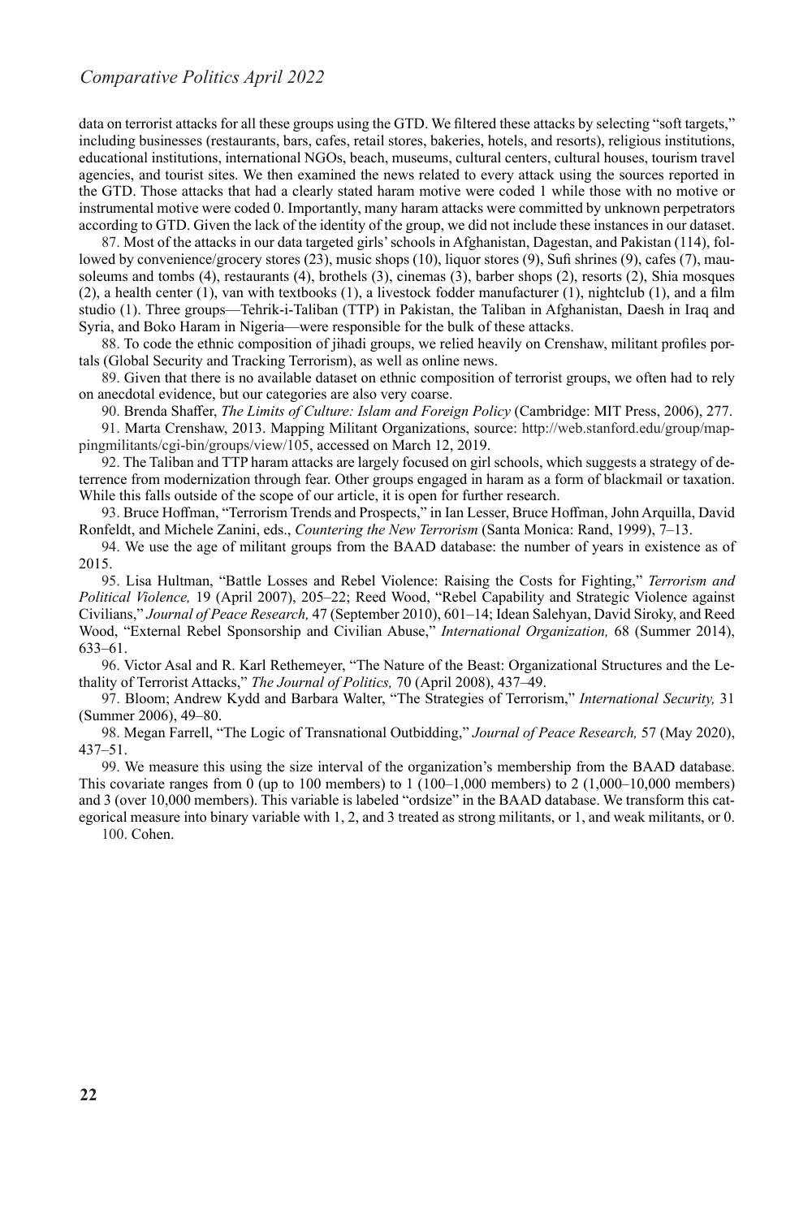data on terrorist attacks for all these groups using the GTD. We filtered these attacks by selecting "soft targets," including businesses (restaurants, bars, cafes, retail stores, bakeries, hotels, and resorts), religious institutions, educational institutions, international NGOs, beach, museums, cultural centers, cultural houses, tourism travel agencies, and tourist sites. We then examined the news related to every attack using the sources reported in the GTD. Those attacks that had a clearly stated haram motive were coded 1 while those with no motive or instrumental motive were coded 0. Importantly, many haram attacks were committed by unknown perpetrators according to GTD. Given the lack of the identity of the group, we did not include these instances in our dataset.

87. Most of the attacks in our data targeted girls' schools in Afghanistan, Dagestan, and Pakistan (114), followed by convenience/grocery stores (23), music shops (10), liquor stores (9), Sufi shrines (9), cafes (7), mausoleums and tombs (4), restaurants (4), brothels (3), cinemas (3), barber shops (2), resorts (2), Shia mosques (2), a health center (1), van with textbooks (1), a livestock fodder manufacturer (1), nightclub (1), and a film studio (1). Three groups—Tehrik-i-Taliban (TTP) in Pakistan, the Taliban in Afghanistan, Daesh in Iraq and Syria, and Boko Haram in Nigeria—were responsible for the bulk of these attacks.

88. To code the ethnic composition of jihadi groups, we relied heavily on Crenshaw, militant profiles portals (Global Security and Tracking Terrorism), as well as online news.

89. Given that there is no available dataset on ethnic composition of terrorist groups, we often had to rely on anecdotal evidence, but our categories are also very coarse.

90. Brenda Shaffer, *The Limits of Culture: Islam and Foreign Policy* (Cambridge: MIT Press, 2006), 277.

91. Marta Crenshaw, 2013. Mapping Militant Organizations, source: http://web.stanford.edu/group/mappingmilitants/cgi-bin/groups/view/105, accessed on March 12, 2019.

92. The Taliban and TTP haram attacks are largely focused on girl schools, which suggests a strategy of deterrence from modernization through fear. Other groups engaged in haram as a form of blackmail or taxation. While this falls outside of the scope of our article, it is open for further research.

93. Bruce Hoffman, "Terrorism Trends and Prospects," in Ian Lesser, Bruce Hoffman, John Arquilla, David Ronfeldt, and Michele Zanini, eds., *Countering the New Terrorism* (Santa Monica: Rand, 1999), 7–13.

94. We use the age of militant groups from the BAAD database: the number of years in existence as of 2015.

95. Lisa Hultman, "Battle Losses and Rebel Violence: Raising the Costs for Fighting," *Terrorism and Political Violence,* 19 (April 2007), 205–22; Reed Wood, "Rebel Capability and Strategic Violence against Civilians," *Journal of Peace Research,* 47 (September 2010), 601–14; Idean Salehyan, David Siroky, and Reed Wood, "External Rebel Sponsorship and Civilian Abuse," *International Organization,* 68 (Summer 2014), 633–61.

96. Victor Asal and R. Karl Rethemeyer, "The Nature of the Beast: Organizational Structures and the Lethality of Terrorist Attacks," *The Journal of Politics,* 70 (April 2008), 437–49.

97. Bloom; Andrew Kydd and Barbara Walter, "The Strategies of Terrorism," *International Security,* 31 (Summer 2006), 49–80.

98. Megan Farrell, "The Logic of Transnational Outbidding," *Journal of Peace Research,* 57 (May 2020), 437–51.

99. We measure this using the size interval of the organization's membership from the BAAD database. This covariate ranges from 0 (up to 100 members) to 1 (100–1,000 members) to 2 (1,000–10,000 members) and 3 (over 10,000 members). This variable is labeled "ordsize" in the BAAD database. We transform this categorical measure into binary variable with 1, 2, and 3 treated as strong militants, or 1, and weak militants, or 0.

100. Cohen.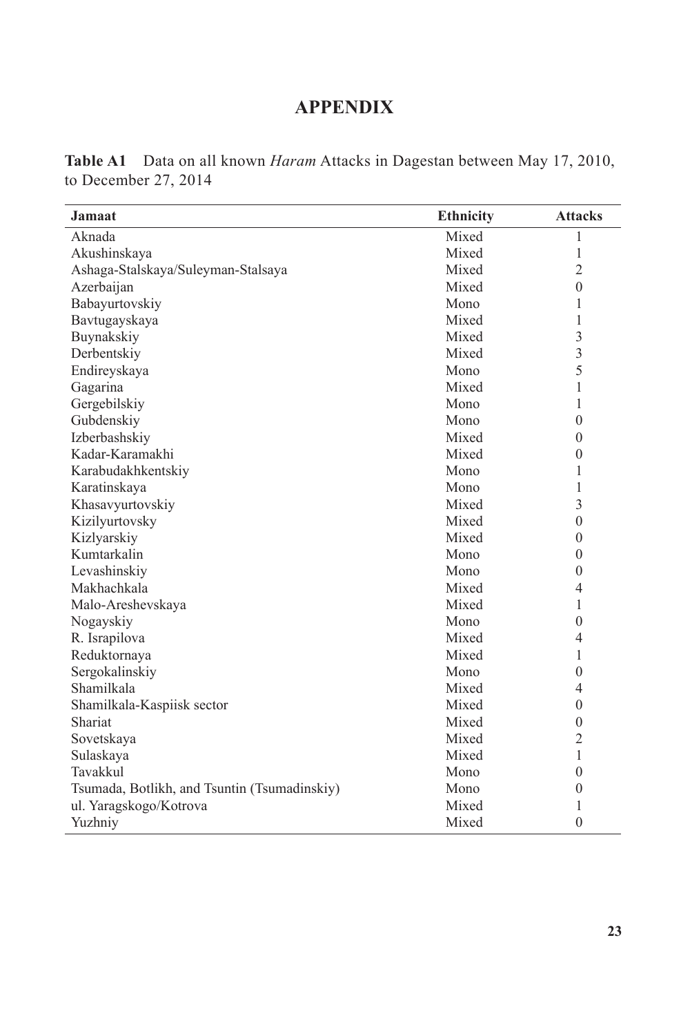# APPENDIX

**Table A1** Data on all known *Haram* Attacks in Dagestan between May 17, 2010, to December 27, 2014

| Jamaat | Ethnicity | Attacks |
|---|---|---|
| Aknada | Mixed | 1 |
| Akushinskaya | Mixed | 1 |
| Ashaga-Stalskaya/Suleyman-Stalsaya | Mixed | 2 |
| Azerbaijan | Mixed | 0 |
| Babayurtovskiy | Mono | 1 |
| Bavtugayskaya | Mixed | 1 |
| Buynakskiy | Mixed | 3 |
| Derbentskiy | Mixed | 3 |
| Endireyskaya | Mono | 5 |
| Gagarina | Mixed | 1 |
| Gergebilskiy | Mono | 1 |
| Gubdenskiy | Mono | 0 |
| Izberbashskiy | Mixed | 0 |
| Kadar-Karamakhi | Mixed | 0 |
| Karabudakhkentskiy | Mono | 1 |
| Karatinskaya | Mono | 1 |
| Khasavyurtovskiy | Mixed | 3 |
| Kizilyurtovsky | Mixed | 0 |
| Kizlyarskiy | Mixed | 0 |
| Kumtarkalin | Mono | 0 |
| Levashinskiy | Mono | 0 |
| Makhachkala | Mixed | 4 |
| Malo-Areshevskaya | Mixed | 1 |
| Nogayskiy | Mono | 0 |
| R. Israpilova | Mixed | 4 |
| Reduktornaya | Mixed | 1 |
| Sergokalinskiy | Mono | 0 |
| Shamilkala | Mixed | 4 |
| Shamilkala-Kaspiisk sector | Mixed | 0 |
| Shariat | Mixed | 0 |
| Sovetskaya | Mixed | 2 |
| Sulaskaya | Mixed | 1 |
| Tavakkul | Mono | 0 |
| Tsumada, Botlikh, and Tsuntin (Tsumadinskiy) | Mono | 0 |
| ul. Yaragskogo/Kotrova | Mixed | 1 |
| Yuzhniy | Mixed | 0 |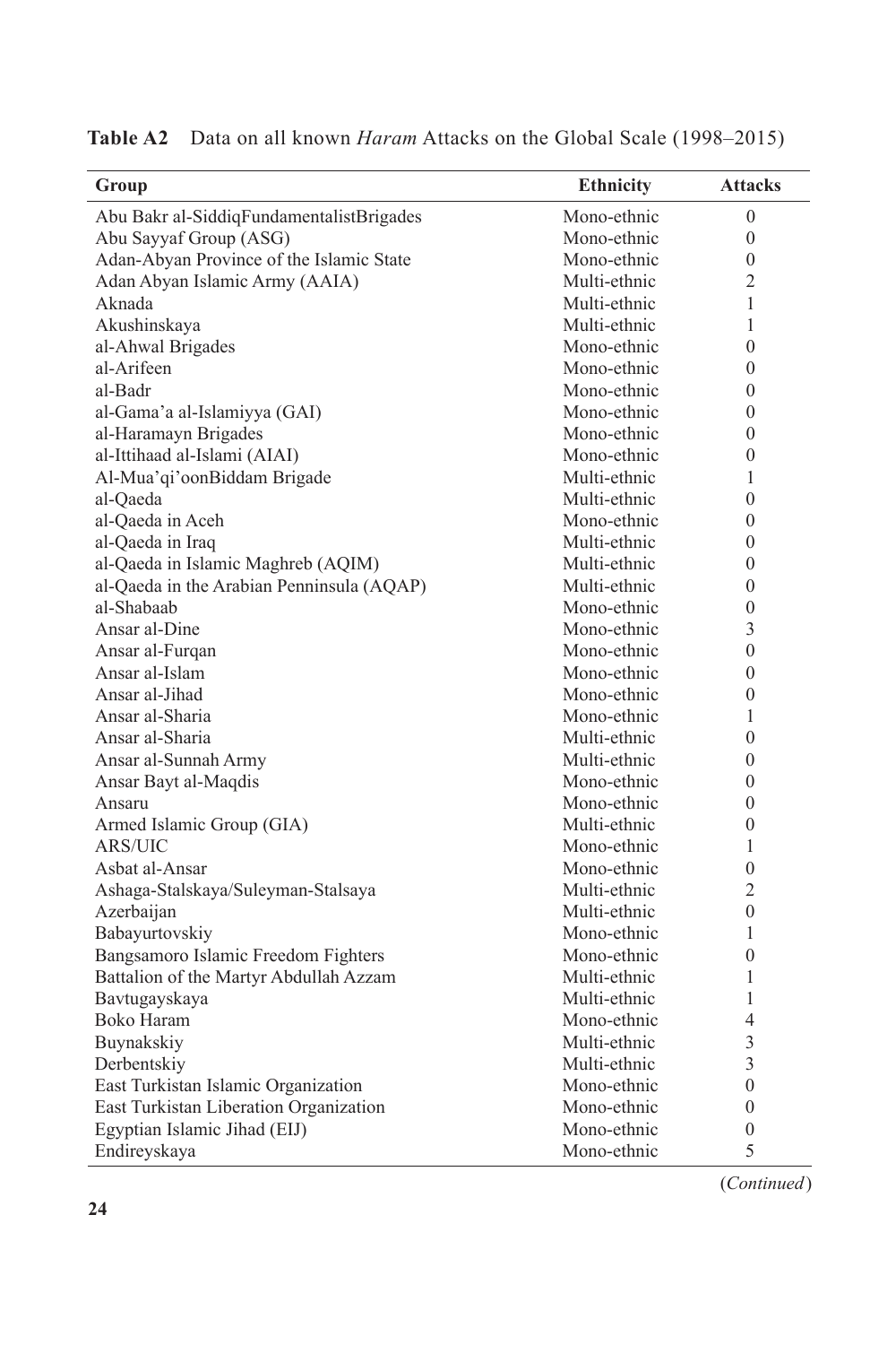**Table A2** Data on all known *Haram* Attacks on the Global Scale (1998–2015)

| Group | Ethnicity | Attacks |
|---|---|---|
| Abu Bakr al-SiddiqFundamentalistBrigades | Mono-ethnic | 0 |
| Abu Sayyaf Group (ASG) | Mono-ethnic | 0 |
| Adan-Abyan Province of the Islamic State | Mono-ethnic | 0 |
| Adan Abyan Islamic Army (AAIA) | Multi-ethnic | 2 |
| Aknada | Multi-ethnic | 1 |
| Akushinskaya | Multi-ethnic | 1 |
| al-Ahwal Brigades | Mono-ethnic | 0 |
| al-Arifeen | Mono-ethnic | 0 |
| al-Badr | Mono-ethnic | 0 |
| al-Gama'a al-Islamiyya (GAI) | Mono-ethnic | 0 |
| al-Haramayn Brigades | Mono-ethnic | 0 |
| al-Ittihaad al-Islami (AIAI) | Mono-ethnic | 0 |
| Al-Mua'qi'oonBiddam Brigade | Multi-ethnic | 1 |
| al-Qaeda | Multi-ethnic | 0 |
| al-Qaeda in Aceh | Mono-ethnic | 0 |
| al-Qaeda in Iraq | Multi-ethnic | 0 |
| al-Qaeda in Islamic Maghreb (AQIM) | Multi-ethnic | 0 |
| al-Qaeda in the Arabian Penninsula (AQAP) | Multi-ethnic | 0 |
| al-Shabaab | Mono-ethnic | 0 |
| Ansar al-Dine | Mono-ethnic | 3 |
| Ansar al-Furqan | Mono-ethnic | 0 |
| Ansar al-Islam | Mono-ethnic | 0 |
| Ansar al-Jihad | Mono-ethnic | 0 |
| Ansar al-Sharia | Mono-ethnic | 1 |
| Ansar al-Sharia | Multi-ethnic | 0 |
| Ansar al-Sunnah Army | Multi-ethnic | 0 |
| Ansar Bayt al-Maqdis | Mono-ethnic | 0 |
| Ansaru | Mono-ethnic | 0 |
| Armed Islamic Group (GIA) | Multi-ethnic | 0 |
| ARS/UIC | Mono-ethnic | 1 |
| Asbat al-Ansar | Mono-ethnic | 0 |
| Ashaga-Stalskaya/Suleyman-Stalsaya | Multi-ethnic | 2 |
| Azerbaijan | Multi-ethnic | 0 |
| Babayurtovskiy | Mono-ethnic | 1 |
| Bangsamoro Islamic Freedom Fighters | Mono-ethnic | 0 |
| Battalion of the Martyr Abdullah Azzam | Multi-ethnic | 1 |
| Bavtugayskaya | Multi-ethnic | 1 |
| Boko Haram | Mono-ethnic | 4 |
| Buynakskiy | Multi-ethnic | 3 |
| Derbentskiy | Multi-ethnic | 3 |
| East Turkistan Islamic Organization | Mono-ethnic | 0 |
| East Turkistan Liberation Organization | Mono-ethnic | 0 |
| Egyptian Islamic Jihad (EIJ) | Mono-ethnic | 0 |
| Endireyskaya | Mono-ethnic | 5 |

(*Continued*)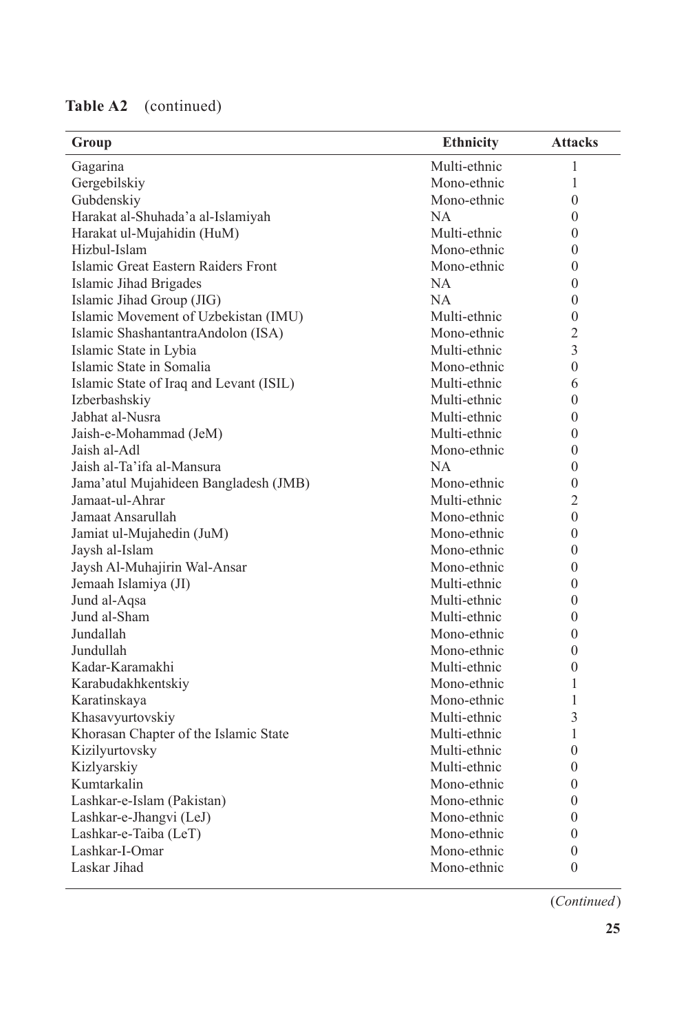**Table A2** (continued)

| Group | Ethnicity | Attacks |
|---|---|---|
| Gagarina | Multi-ethnic | 1 |
| Gergebilskiy | Mono-ethnic | 1 |
| Gubdenskiy | Mono-ethnic | 0 |
| Harakat al-Shuhada'a al-Islamiyah | NA | 0 |
| Harakat ul-Mujahidin (HuM) | Multi-ethnic | 0 |
| Hizbul-Islam | Mono-ethnic | 0 |
| Islamic Great Eastern Raiders Front | Mono-ethnic | 0 |
| Islamic Jihad Brigades | NA | 0 |
| Islamic Jihad Group (JIG) | NA | 0 |
| Islamic Movement of Uzbekistan (IMU) | Multi-ethnic | 0 |
| Islamic ShashantantraAndolon (ISA) | Mono-ethnic | 2 |
| Islamic State in Lybia | Multi-ethnic | 3 |
| Islamic State in Somalia | Mono-ethnic | 0 |
| Islamic State of Iraq and Levant (ISIL) | Multi-ethnic | 6 |
| Izberbashskiy | Multi-ethnic | 0 |
| Jabhat al-Nusra | Multi-ethnic | 0 |
| Jaish-e-Mohammad (JeM) | Multi-ethnic | 0 |
| Jaish al-Adl | Mono-ethnic | 0 |
| Jaish al-Ta'ifa al-Mansura | NA | 0 |
| Jama'atul Mujahideen Bangladesh (JMB) | Mono-ethnic | 0 |
| Jamaat-ul-Ahrar | Multi-ethnic | 2 |
| Jamaat Ansarullah | Mono-ethnic | 0 |
| Jamiat ul-Mujahedin (JuM) | Mono-ethnic | 0 |
| Jaysh al-Islam | Mono-ethnic | 0 |
| Jaysh Al-Muhajirin Wal-Ansar | Mono-ethnic | 0 |
| Jemaah Islamiya (JI) | Multi-ethnic | 0 |
| Jund al-Aqsa | Multi-ethnic | 0 |
| Jund al-Sham | Multi-ethnic | 0 |
| Jundallah | Mono-ethnic | 0 |
| Jundullah | Mono-ethnic | 0 |
| Kadar-Karamakhi | Multi-ethnic | 0 |
| Karabudakhkentskiy | Mono-ethnic | 1 |
| Karatinskaya | Mono-ethnic | 1 |
| Khasavyurtovskiy | Multi-ethnic | 3 |
| Khorasan Chapter of the Islamic State | Multi-ethnic | 1 |
| Kizilyurtovsky | Multi-ethnic | 0 |
| Kizlyarskiy | Multi-ethnic | 0 |
| Kumtarkalin | Mono-ethnic | 0 |
| Lashkar-e-Islam (Pakistan) | Mono-ethnic | 0 |
| Lashkar-e-Jhangvi (LeJ) | Mono-ethnic | 0 |
| Lashkar-e-Taiba (LeT) | Mono-ethnic | 0 |
| Lashkar-I-Omar | Mono-ethnic | 0 |
| Laskar Jihad | Mono-ethnic | 0 |

(*Continued*)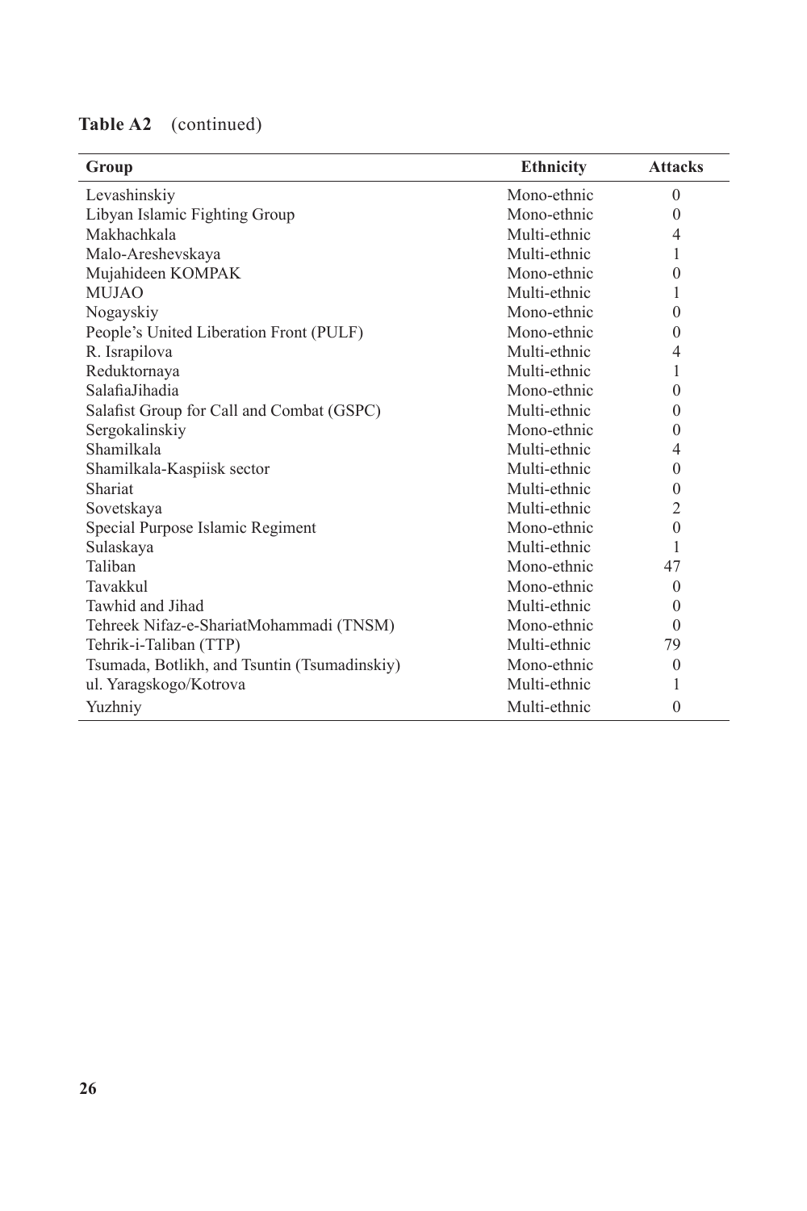**Table A2** (continued)

| Group | Ethnicity | Attacks |
|---|---|---|
| Levashinskiy | Mono-ethnic | 0 |
| Libyan Islamic Fighting Group | Mono-ethnic | 0 |
| Makhachkala | Multi-ethnic | 4 |
| Malo-Areshevskaya | Multi-ethnic | 1 |
| Mujahideen KOMPAK | Mono-ethnic | 0 |
| MUJAO | Multi-ethnic | 1 |
| Nogayskiy | Mono-ethnic | 0 |
| People's United Liberation Front (PULF) | Mono-ethnic | 0 |
| R. Israpilova | Multi-ethnic | 4 |
| Reduktornaya | Multi-ethnic | 1 |
| SalafiaJihadia | Mono-ethnic | 0 |
| Salafist Group for Call and Combat (GSPC) | Multi-ethnic | 0 |
| Sergokalinskiy | Mono-ethnic | 0 |
| Shamilkala | Multi-ethnic | 4 |
| Shamilkala-Kaspiisk sector | Multi-ethnic | 0 |
| Shariat | Multi-ethnic | 0 |
| Sovetskaya | Multi-ethnic | 2 |
| Special Purpose Islamic Regiment | Mono-ethnic | 0 |
| Sulaskaya | Multi-ethnic | 1 |
| Taliban | Mono-ethnic | 47 |
| Tavakkul | Mono-ethnic | 0 |
| Tawhid and Jihad | Multi-ethnic | 0 |
| Tehreek Nifaz-e-ShariatMohammadi (TNSM) | Mono-ethnic | 0 |
| Tehrik-i-Taliban (TTP) | Multi-ethnic | 79 |
| Tsumada, Botlikh, and Tsuntin (Tsumadinskiy) | Mono-ethnic | 0 |
| ul. Yaragskogo/Kotrova | Multi-ethnic | 1 |
| Yuzhniy | Multi-ethnic | 0 |